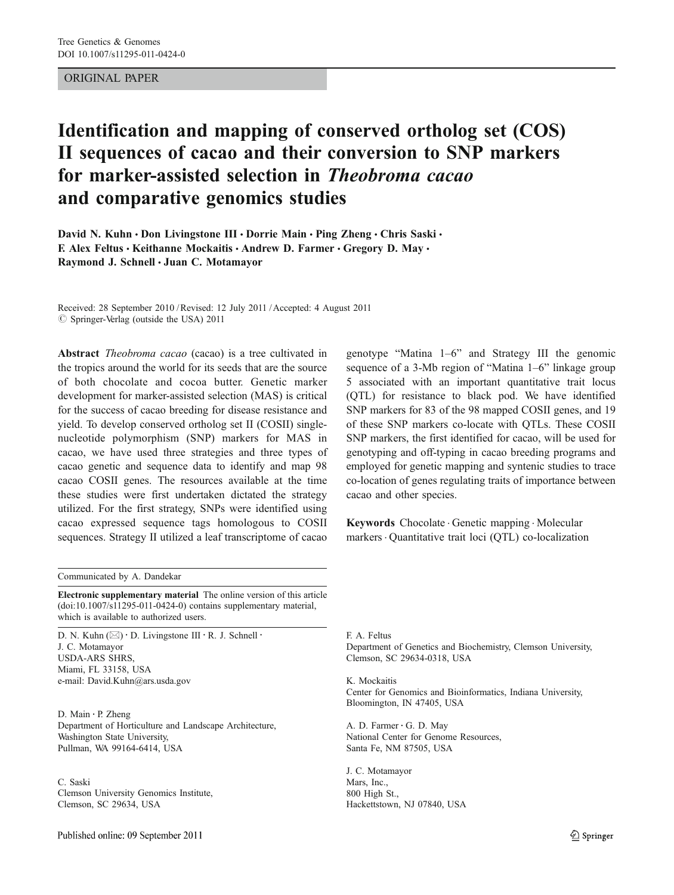ORIGINAL PAPER

# Identification and mapping of conserved ortholog set (COS) II sequences of cacao and their conversion to SNP markers for marker-assisted selection in *Theobroma cacao* and comparative genomics studies

**David N. Kuhn · Don Livingstone III · Dorrie Main · Ping Zheng · Chris Saski · F. Alex Feltus · Keithanne Mockaitis · Andrew D. Farmer · Gregory D. May · Raymond J. Schnell · Juan C. Motamayor**

Received: 28 September 2010 / Revised: 12 July 2011 / Accepted: 4 August 2011
© Springer-Verlag (outside the USA) 2011

**Abstract** *Theobroma cacao* (cacao) is a tree cultivated in the tropics around the world for its seeds that are the source of both chocolate and cocoa butter. Genetic marker development for marker-assisted selection (MAS) is critical for the success of cacao breeding for disease resistance and yield. To develop conserved ortholog set II (COSII) single-nucleotide polymorphism (SNP) markers for MAS in cacao, we have used three strategies and three types of cacao genetic and sequence data to identify and map 98 cacao COSII genes. The resources available at the time these studies were first undertaken dictated the strategy utilized. For the first strategy, SNPs were identified using cacao expressed sequence tags homologous to COSII sequences. Strategy II utilized a leaf transcriptome of cacao genotype "Matina 1–6" and Strategy III the genomic sequence of a 3-Mb region of "Matina 1–6" linkage group 5 associated with an important quantitative trait locus (QTL) for resistance to black pod. We have identified SNP markers for 83 of the 98 mapped COSII genes, and 19 of these SNP markers co-locate with QTLs. These COSII SNP markers, the first identified for cacao, will be used for genotyping and off-typing in cacao breeding programs and employed for genetic mapping and syntenic studies to trace co-location of genes regulating traits of importance between cacao and other species.

**Keywords** Chocolate · Genetic mapping · Molecular markers · Quantitative trait loci (QTL) co-localization

Communicated by A. Dandekar

**Electronic supplementary material** The online version of this article (doi:10.1007/s11295-011-0424-0) contains supplementary material, which is available to authorized users.

D. N. Kuhn (✉) · D. Livingstone III · R. J. Schnell · J. C. Motamayor
USDA-ARS SHRS,
Miami, FL 33158, USA
e-mail: David.Kuhn@ars.usda.gov

D. Main · P. Zheng
Department of Horticulture and Landscape Architecture,
Washington State University,
Pullman, WA 99164-6414, USA

C. Saski
Clemson University Genomics Institute,
Clemson, SC 29634, USA

F. A. Feltus
Department of Genetics and Biochemistry, Clemson University,
Clemson, SC 29634-0318, USA

K. Mockaitis
Center for Genomics and Bioinformatics, Indiana University,
Bloomington, IN 47405, USA

A. D. Farmer · G. D. May
National Center for Genome Resources,
Santa Fe, NM 87505, USA

J. C. Motamayor
Mars, Inc.,
800 High St.,
Hackettstown, NJ 07840, USA

Published online: 09 September 2011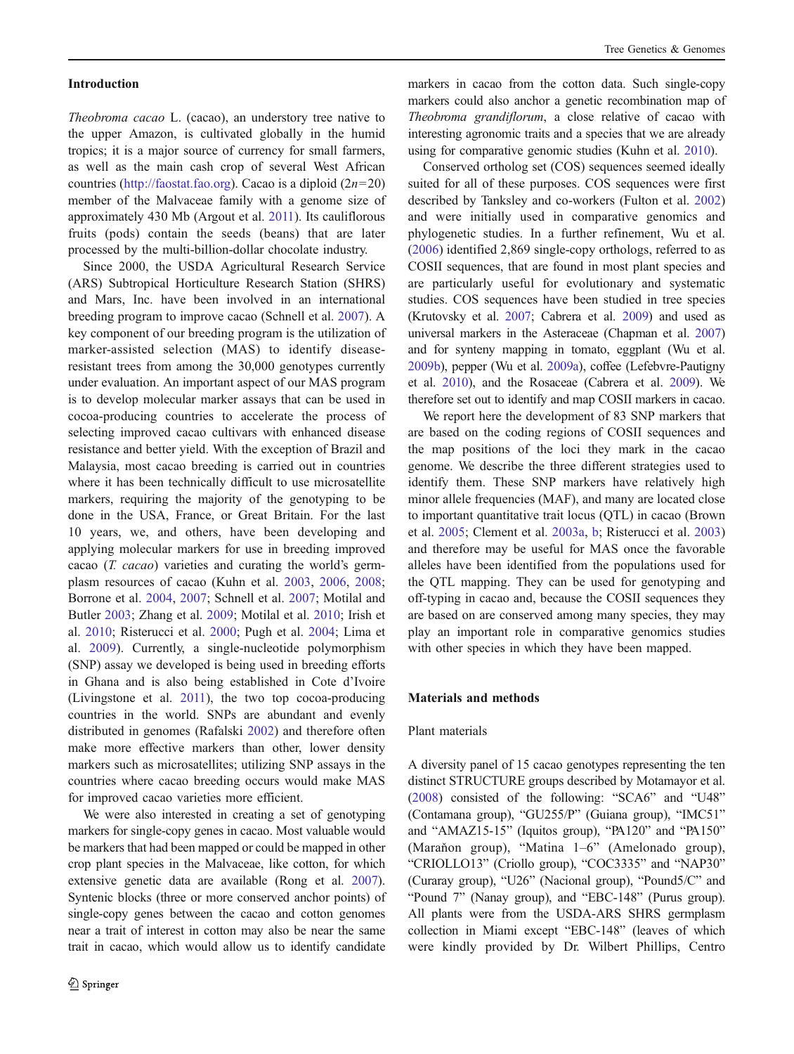## Introduction

*Theobroma cacao* L. (cacao), an understory tree native to the upper Amazon, is cultivated globally in the humid tropics; it is a major source of currency for small farmers, as well as the main cash crop of several West African countries (http://faostat.fao.org). Cacao is a diploid ($2n=20$) member of the Malvaceae family with a genome size of approximately 430 Mb (Argout et al. 2011). Its cauliflorous fruits (pods) contain the seeds (beans) that are later processed by the multi-billion-dollar chocolate industry.

Since 2000, the USDA Agricultural Research Service (ARS) Subtropical Horticulture Research Station (SHRS) and Mars, Inc. have been involved in an international breeding program to improve cacao (Schnell et al. 2007). A key component of our breeding program is the utilization of marker-assisted selection (MAS) to identify disease-resistant trees from among the 30,000 genotypes currently under evaluation. An important aspect of our MAS program is to develop molecular marker assays that can be used in cocoa-producing countries to accelerate the process of selecting improved cacao cultivars with enhanced disease resistance and better yield. With the exception of Brazil and Malaysia, most cacao breeding is carried out in countries where it has been technically difficult to use microsatellite markers, requiring the majority of the genotyping to be done in the USA, France, or Great Britain. For the last 10 years, we, and others, have been developing and applying molecular markers for use in breeding improved cacao (*T. cacao*) varieties and curating the world's germplasm resources of cacao (Kuhn et al. 2003, 2006, 2008; Borrone et al. 2004, 2007; Schnell et al. 2007; Motilal and Butler 2003; Zhang et al. 2009; Motilal et al. 2010; Irish et al. 2010; Risterucci et al. 2000; Pugh et al. 2004; Lima et al. 2009). Currently, a single-nucleotide polymorphism (SNP) assay we developed is being used in breeding efforts in Ghana and is also being established in Cote d'Ivoire (Livingstone et al. 2011), the two top cocoa-producing countries in the world. SNPs are abundant and evenly distributed in genomes (Rafalski 2002) and therefore often make more effective markers than other, lower density markers such as microsatellites; utilizing SNP assays in the countries where cacao breeding occurs would make MAS for improved cacao varieties more efficient.

We were also interested in creating a set of genotyping markers for single-copy genes in cacao. Most valuable would be markers that had been mapped or could be mapped in other crop plant species in the Malvaceae, like cotton, for which extensive genetic data are available (Rong et al. 2007). Syntenic blocks (three or more conserved anchor points) of single-copy genes between the cacao and cotton genomes near a trait of interest in cotton may also be near the same trait in cacao, which would allow us to identify candidate markers in cacao from the cotton data. Such single-copy markers could also anchor a genetic recombination map of *Theobroma grandiflorum*, a close relative of cacao with interesting agronomic traits and a species that we are already using for comparative genomic studies (Kuhn et al. 2010).

Conserved ortholog set (COS) sequences seemed ideally suited for all of these purposes. COS sequences were first described by Tanksley and co-workers (Fulton et al. 2002) and were initially used in comparative genomics and phylogenetic studies. In a further refinement, Wu et al. (2006) identified 2,869 single-copy orthologs, referred to as COSII sequences, that are found in most plant species and are particularly useful for evolutionary and systematic studies. COS sequences have been studied in tree species (Krutovsky et al. 2007; Cabrera et al. 2009) and used as universal markers in the Asteraceae (Chapman et al. 2007) and for synteny mapping in tomato, eggplant (Wu et al. 2009b), pepper (Wu et al. 2009a), coffee (Lefebvre-Pautigny et al. 2010), and the Rosaceae (Cabrera et al. 2009). We therefore set out to identify and map COSII markers in cacao.

We report here the development of 83 SNP markers that are based on the coding regions of COSII sequences and the map positions of the loci they mark in the cacao genome. We describe the three different strategies used to identify them. These SNP markers have relatively high minor allele frequencies (MAF), and many are located close to important quantitative trait locus (QTL) in cacao (Brown et al. 2005; Clement et al. 2003a, b; Risterucci et al. 2003) and therefore may be useful for MAS once the favorable alleles have been identified from the populations used for the QTL mapping. They can be used for genotyping and off-typing in cacao and, because the COSII sequences they are based on are conserved among many species, they may play an important role in comparative genomics studies with other species in which they have been mapped.

## Materials and methods

### Plant materials

A diversity panel of 15 cacao genotypes representing the ten distinct STRUCTURE groups described by Motamayor et al. (2008) consisted of the following: "SCA6" and "U48" (Contamana group), "GU255/P" (Guiana group), "IMC51" and "AMAZ15-15" (Iquitos group), "PA120" and "PA150" (Marañon group), "Matina 1–6" (Amelonado group), "CRIOLLO13" (Criollo group), "COC3335" and "NAP30" (Curaray group), "U26" (Nacional group), "Pound5/C" and "Pound 7" (Nanay group), and "EBC-148" (Purus group). All plants were from the USDA-ARS SHRS germplasm collection in Miami except "EBC-148" (leaves of which were kindly provided by Dr. Wilbert Phillips, Centro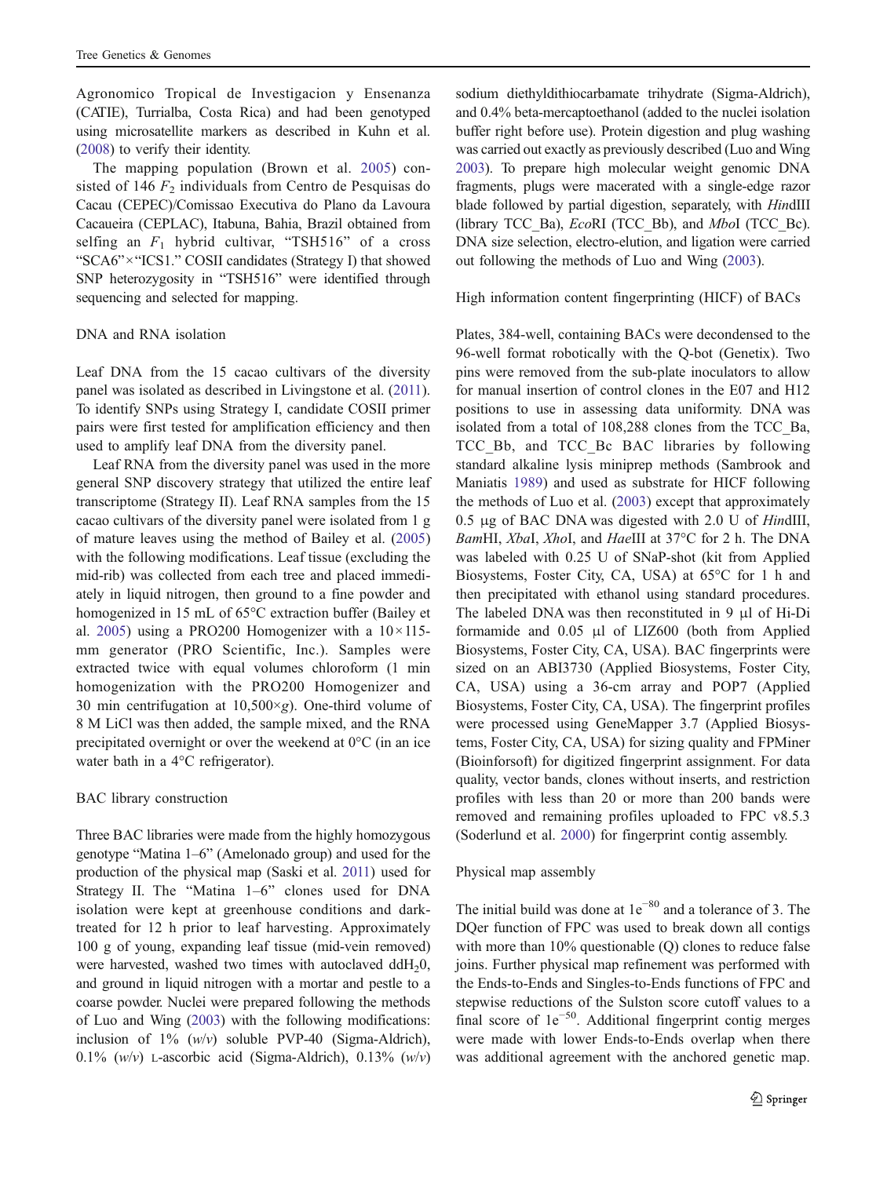Agronomico Tropical de Investigacion y Ensenanza (CATIE), Turrialba, Costa Rica) and had been genotyped using microsatellite markers as described in Kuhn et al. (2008) to verify their identity.

The mapping population (Brown et al. 2005) consisted of 146 $F_2$ individuals from Centro de Pesquisas do Cacau (CEPEC)/Comissao Executiva do Plano da Lavoura Cacaueira (CEPLAC), Itabuna, Bahia, Brazil obtained from selfing an $F_1$ hybrid cultivar, "TSH516" of a cross "SCA6"×"ICS1." COSII candidates (Strategy I) that showed SNP heterozygosity in "TSH516" were identified through sequencing and selected for mapping.

## DNA and RNA isolation

Leaf DNA from the 15 cacao cultivars of the diversity panel was isolated as described in Livingstone et al. (2011). To identify SNPs using Strategy I, candidate COSII primer pairs were first tested for amplification efficiency and then used to amplify leaf DNA from the diversity panel.

Leaf RNA from the diversity panel was used in the more general SNP discovery strategy that utilized the entire leaf transcriptome (Strategy II). Leaf RNA samples from the 15 cacao cultivars of the diversity panel were isolated from 1 g of mature leaves using the method of Bailey et al. (2005) with the following modifications. Leaf tissue (excluding the mid-rib) was collected from each tree and placed immediately in liquid nitrogen, then ground to a fine powder and homogenized in 15 mL of 65°C extraction buffer (Bailey et al. 2005) using a PRO200 Homogenizer with a 10×115-mm generator (PRO Scientific, Inc.). Samples were extracted twice with equal volumes chloroform (1 min homogenization with the PRO200 Homogenizer and 30 min centrifugation at 10,500×*g*). One-third volume of 8 M LiCl was then added, the sample mixed, and the RNA precipitated overnight or over the weekend at 0°C (in an ice water bath in a 4°C refrigerator).

## BAC library construction

Three BAC libraries were made from the highly homozygous genotype "Matina 1–6" (Amelonado group) and used for the production of the physical map (Saski et al. 2011) used for Strategy II. The "Matina 1–6" clones used for DNA isolation were kept at greenhouse conditions and dark-treated for 12 h prior to leaf harvesting. Approximately 100 g of young, expanding leaf tissue (mid-vein removed) were harvested, washed two times with autoclaved $ddH_20$, and ground in liquid nitrogen with a mortar and pestle to a coarse powder. Nuclei were prepared following the methods of Luo and Wing (2003) with the following modifications: inclusion of 1% (*w*/*v*) soluble PVP-40 (Sigma-Aldrich), 0.1% (*w*/*v*) L-ascorbic acid (Sigma-Aldrich), 0.13% (*w*/*v*) sodium diethyldithiocarbamate trihydrate (Sigma-Aldrich), and 0.4% beta-mercaptoethanol (added to the nuclei isolation buffer right before use). Protein digestion and plug washing was carried out exactly as previously described (Luo and Wing 2003). To prepare high molecular weight genomic DNA fragments, plugs were macerated with a single-edge razor blade followed by partial digestion, separately, with *Hin*dIII (library TCC_Ba), *Eco*RI (TCC_Bb), and *Mbo*I (TCC_Bc). DNA size selection, electro-elution, and ligation were carried out following the methods of Luo and Wing (2003).

## High information content fingerprinting (HICF) of BACs

Plates, 384-well, containing BACs were decondensed to the 96-well format robotically with the Q-bot (Genetix). Two pins were removed from the sub-plate inoculators to allow for manual insertion of control clones in the E07 and H12 positions to use in assessing data uniformity. DNA was isolated from a total of 108,288 clones from the TCC_Ba, TCC_Bb, and TCC_Bc BAC libraries by following standard alkaline lysis miniprep methods (Sambrook and Maniatis 1989) and used as substrate for HICF following the methods of Luo et al. (2003) except that approximately 0.5 μg of BAC DNA was digested with 2.0 U of *Hin*dIII, *Bam*HI, *Xba*I, *Xho*I, and *Hae*III at 37°C for 2 h. The DNA was labeled with 0.25 U of SNaP-shot (kit from Applied Biosystems, Foster City, CA, USA) at 65°C for 1 h and then precipitated with ethanol using standard procedures. The labeled DNA was then reconstituted in 9 μl of Hi-Di formamide and 0.05 μl of LIZ600 (both from Applied Biosystems, Foster City, CA, USA). BAC fingerprints were sized on an ABI3730 (Applied Biosystems, Foster City, CA, USA) using a 36-cm array and POP7 (Applied Biosystems, Foster City, CA, USA). The fingerprint profiles were processed using GeneMapper 3.7 (Applied Biosystems, Foster City, CA, USA) for sizing quality and FPMiner (Bioinforsoft) for digitized fingerprint assignment. For data quality, vector bands, clones without inserts, and restriction profiles with less than 20 or more than 200 bands were removed and remaining profiles uploaded to FPC v8.5.3 (Soderlund et al. 2000) for fingerprint contig assembly.

## Physical map assembly

The initial build was done at $1e^{-80}$ and a tolerance of 3. The DQer function of FPC was used to break down all contigs with more than 10% questionable (Q) clones to reduce false joins. Further physical map refinement was performed with the Ends-to-Ends and Singles-to-Ends functions of FPC and stepwise reductions of the Sulston score cutoff values to a final score of $1e^{-50}$. Additional fingerprint contig merges were made with lower Ends-to-Ends overlap when there was additional agreement with the anchored genetic map.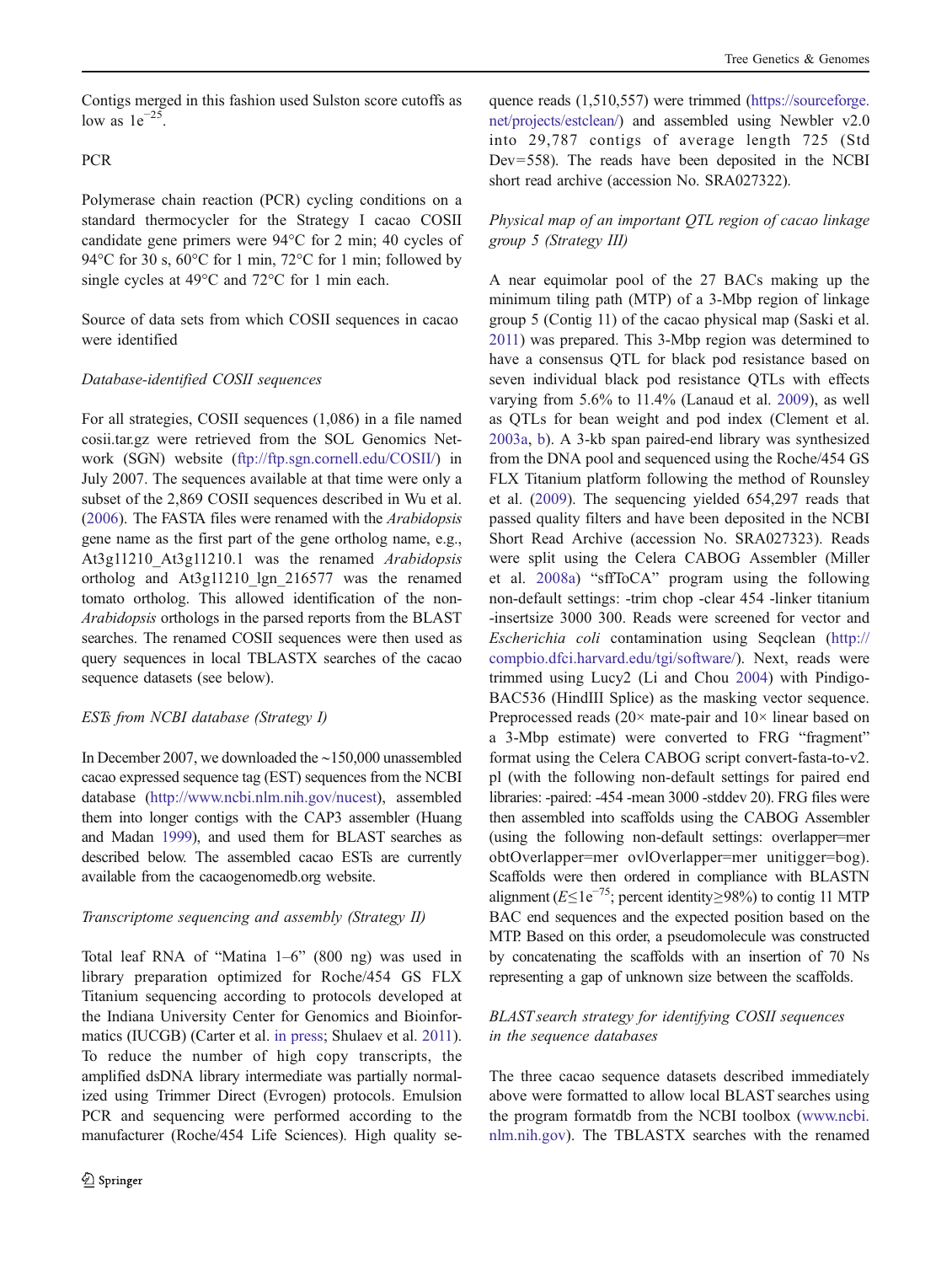Contigs merged in this fashion used Sulston score cutoffs as low as $1e^{-25}$.

## PCR

Polymerase chain reaction (PCR) cycling conditions on a standard thermocycler for the Strategy I cacao COSII candidate gene primers were 94°C for 2 min; 40 cycles of 94°C for 30 s, 60°C for 1 min, 72°C for 1 min; followed by single cycles at 49°C and 72°C for 1 min each.

## Source of data sets from which COSII sequences in cacao were identified

### *Database-identified COSII sequences*

For all strategies, COSII sequences (1,086) in a file named cosii.tar.gz were retrieved from the SOL Genomics Network (SGN) website (ftp://ftp.sgn.cornell.edu/COSII/) in July 2007. The sequences available at that time were only a subset of the 2,869 COSII sequences described in Wu et al. (2006). The FASTA files were renamed with the *Arabidopsis* gene name as the first part of the gene ortholog name, e.g., At3g11210_At3g11210.1 was the renamed *Arabidopsis* ortholog and At3g11210_lgn_216577 was the renamed tomato ortholog. This allowed identification of the non-*Arabidopsis* orthologs in the parsed reports from the BLAST searches. The renamed COSII sequences were then used as query sequences in local TBLASTX searches of the cacao sequence datasets (see below).

### *ESTs from NCBI database (Strategy I)*

In December 2007, we downloaded the ~150,000 unassembled cacao expressed sequence tag (EST) sequences from the NCBI database (http://www.ncbi.nlm.nih.gov/nucest), assembled them into longer contigs with the CAP3 assembler (Huang and Madan 1999), and used them for BLAST searches as described below. The assembled cacao ESTs are currently available from the cacaogenomedb.org website.

### *Transcriptome sequencing and assembly (Strategy II)*

Total leaf RNA of "Matina 1–6" (800 ng) was used in library preparation optimized for Roche/454 GS FLX Titanium sequencing according to protocols developed at the Indiana University Center for Genomics and Bioinformatics (IUCGB) (Carter et al. in press; Shulaev et al. 2011). To reduce the number of high copy transcripts, the amplified dsDNA library intermediate was partially normalized using Trimmer Direct (Evrogen) protocols. Emulsion PCR and sequencing were performed according to the manufacturer (Roche/454 Life Sciences). High quality sequence reads (1,510,557) were trimmed (https://sourceforge.net/projects/estclean/) and assembled using Newbler v2.0 into 29,787 contigs of average length 725 (Std Dev=558). The reads have been deposited in the NCBI short read archive (accession No. SRA027322).

### *Physical map of an important QTL region of cacao linkage group 5 (Strategy III)*

A near equimolar pool of the 27 BACs making up the minimum tiling path (MTP) of a 3-Mbp region of linkage group 5 (Contig 11) of the cacao physical map (Saski et al. 2011) was prepared. This 3-Mbp region was determined to have a consensus QTL for black pod resistance based on seven individual black pod resistance QTLs with effects varying from 5.6% to 11.4% (Lanaud et al. 2009), as well as QTLs for bean weight and pod index (Clement et al. 2003a, b). A 3-kb span paired-end library was synthesized from the DNA pool and sequenced using the Roche/454 GS FLX Titanium platform following the method of Rounsley et al. (2009). The sequencing yielded 654,297 reads that passed quality filters and have been deposited in the NCBI Short Read Archive (accession No. SRA027323). Reads were split using the Celera CABOG Assembler (Miller et al. 2008a) "sffToCA" program using the following non-default settings: -trim chop -clear 454 -linker titanium -insertsize 3000 300. Reads were screened for vector and *Escherichia coli* contamination using Seqclean (http://compbio.dfci.harvard.edu/tgi/software/). Next, reads were trimmed using Lucy2 (Li and Chou 2004) with PindigoBAC536 (HindIII Splice) as the masking vector sequence. Preprocessed reads (20× mate-pair and 10× linear based on a 3-Mbp estimate) were converted to FRG "fragment" format using the Celera CABOG script convert-fasta-to-v2.pl (with the following non-default settings for paired end libraries: -paired: -454 -mean 3000 -stddev 20). FRG files were then assembled into scaffolds using the CABOG Assembler (using the following non-default settings: overlapper=mer obtOverlapper=mer ovlOverlapper=mer unitigger=bog). Scaffolds were then ordered in compliance with BLASTN alignment ($E \leq 1e^{-75}$; percent identity≥98%) to contig 11 MTP BAC end sequences and the expected position based on the MTP. Based on this order, a pseudomolecule was constructed by concatenating the scaffolds with an insertion of 70 Ns representing a gap of unknown size between the scaffolds.

### *BLAST search strategy for identifying COSII sequences in the sequence databases*

The three cacao sequence datasets described immediately above were formatted to allow local BLAST searches using the program formatdb from the NCBI toolbox (www.ncbi.nlm.nih.gov). The TBLASTX searches with the renamed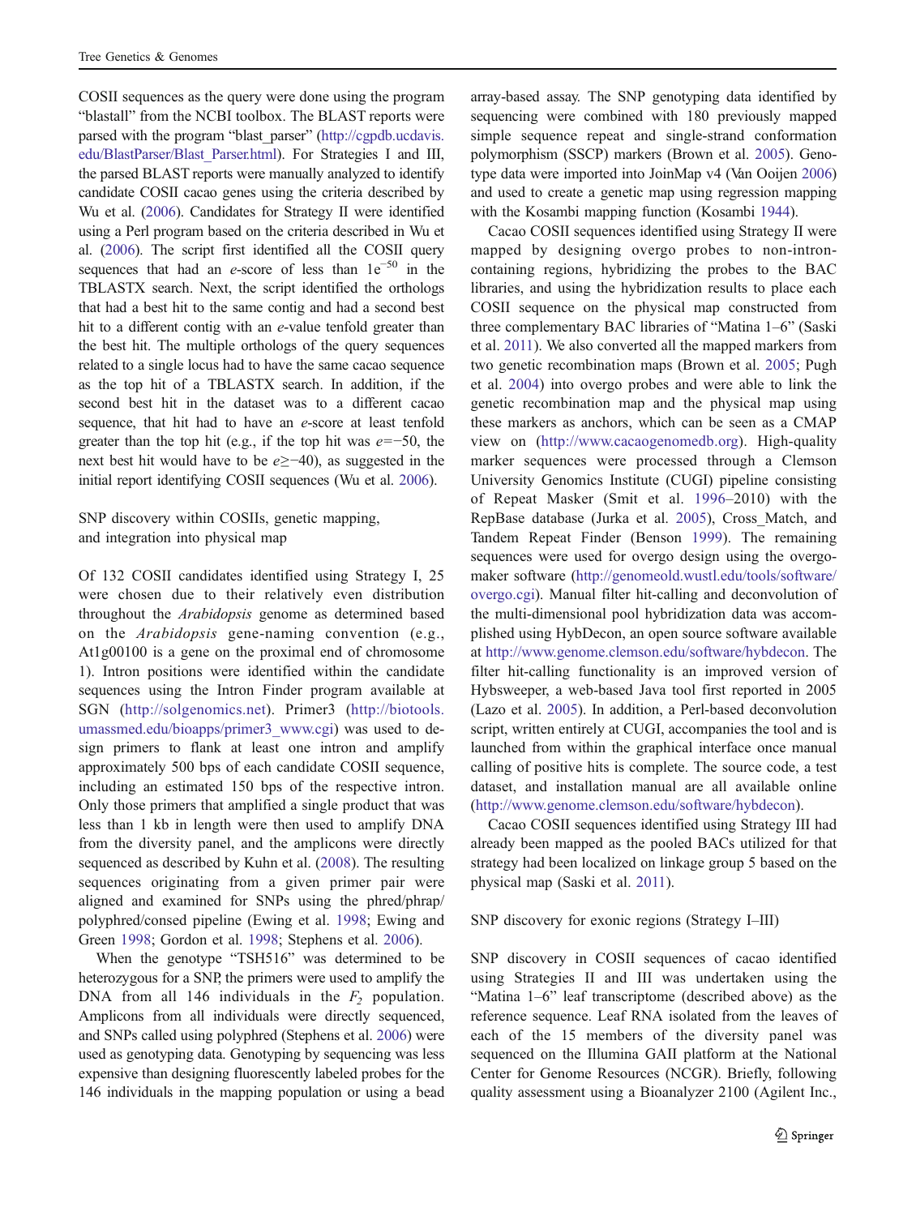COSII sequences as the query were done using the program "blastall" from the NCBI toolbox. The BLAST reports were parsed with the program "blast_parser" (http://cgpdb.ucdavis.edu/BlastParser/Blast_Parser.html). For Strategies I and III, the parsed BLAST reports were manually analyzed to identify candidate COSII cacao genes using the criteria described by Wu et al. (2006). Candidates for Strategy II were identified using a Perl program based on the criteria described in Wu et al. (2006). The script first identified all the COSII query sequences that had an *e*-score of less than $1e^{-50}$ in the TBLASTX search. Next, the script identified the orthologs that had a best hit to the same contig and had a second best hit to a different contig with an *e*-value tenfold greater than the best hit. The multiple orthologs of the query sequences related to a single locus had to have the same cacao sequence as the top hit of a TBLASTX search. In addition, if the second best hit in the dataset was to a different cacao sequence, that hit had to have an *e*-score at least tenfold greater than the top hit (e.g., if the top hit was $e=-50$, the next best hit would have to be $e\geq-40$), as suggested in the initial report identifying COSII sequences (Wu et al. 2006).

## SNP discovery within COSIIs, genetic mapping, and integration into physical map

Of 132 COSII candidates identified using Strategy I, 25 were chosen due to their relatively even distribution throughout the *Arabidopsis* genome as determined based on the *Arabidopsis* gene-naming convention (e.g., At1g00100 is a gene on the proximal end of chromosome 1). Intron positions were identified within the candidate sequences using the Intron Finder program available at SGN (http://solgenomics.net). Primer3 (http://biotools.umassmed.edu/bioapps/primer3_www.cgi) was used to design primers to flank at least one intron and amplify approximately 500 bps of each candidate COSII sequence, including an estimated 150 bps of the respective intron. Only those primers that amplified a single product that was less than 1 kb in length were then used to amplify DNA from the diversity panel, and the amplicons were directly sequenced as described by Kuhn et al. (2008). The resulting sequences originating from a given primer pair were aligned and examined for SNPs using the phred/phrap/polyphred/consed pipeline (Ewing et al. 1998; Ewing and Green 1998; Gordon et al. 1998; Stephens et al. 2006).

When the genotype "TSH516" was determined to be heterozygous for a SNP, the primers were used to amplify the DNA from all 146 individuals in the $F_2$ population. Amplicons from all individuals were directly sequenced, and SNPs called using polyphred (Stephens et al. 2006) were used as genotyping data. Genotyping by sequencing was less expensive than designing fluorescently labeled probes for the 146 individuals in the mapping population or using a bead array-based assay. The SNP genotyping data identified by sequencing were combined with 180 previously mapped simple sequence repeat and single-strand conformation polymorphism (SSCP) markers (Brown et al. 2005). Genotype data were imported into JoinMap v4 (Van Ooijen 2006) and used to create a genetic map using regression mapping with the Kosambi mapping function (Kosambi 1944).

Cacao COSII sequences identified using Strategy II were mapped by designing overgo probes to non-intron-containing regions, hybridizing the probes to the BAC libraries, and using the hybridization results to place each COSII sequence on the physical map constructed from three complementary BAC libraries of "Matina 1–6" (Saski et al. 2011). We also converted all the mapped markers from two genetic recombination maps (Brown et al. 2005; Pugh et al. 2004) into overgo probes and were able to link the genetic recombination map and the physical map using these markers as anchors, which can be seen as a CMAP view on (http://www.cacaogenomedb.org). High-quality marker sequences were processed through a Clemson University Genomics Institute (CUGI) pipeline consisting of Repeat Masker (Smit et al. 1996–2010) with the RepBase database (Jurka et al. 2005), Cross_Match, and Tandem Repeat Finder (Benson 1999). The remaining sequences were used for overgo design using the overgo-maker software (http://genomeold.wustl.edu/tools/software/overgo.cgi). Manual filter hit-calling and deconvolution of the multi-dimensional pool hybridization data was accomplished using HybDecon, an open source software available at http://www.genome.clemson.edu/software/hybdecon. The filter hit-calling functionality is an improved version of Hybsweeper, a web-based Java tool first reported in 2005 (Lazo et al. 2005). In addition, a Perl-based deconvolution script, written entirely at CUGI, accompanies the tool and is launched from within the graphical interface once manual calling of positive hits is complete. The source code, a test dataset, and installation manual are all available online (http://www.genome.clemson.edu/software/hybdecon).

Cacao COSII sequences identified using Strategy III had already been mapped as the pooled BACs utilized for that strategy had been localized on linkage group 5 based on the physical map (Saski et al. 2011).

## SNP discovery for exonic regions (Strategy I–III)

SNP discovery in COSII sequences of cacao identified using Strategies II and III was undertaken using the "Matina 1–6" leaf transcriptome (described above) as the reference sequence. Leaf RNA isolated from the leaves of each of the 15 members of the diversity panel was sequenced on the Illumina GAII platform at the National Center for Genome Resources (NCGR). Briefly, following quality assessment using a Bioanalyzer 2100 (Agilent Inc.,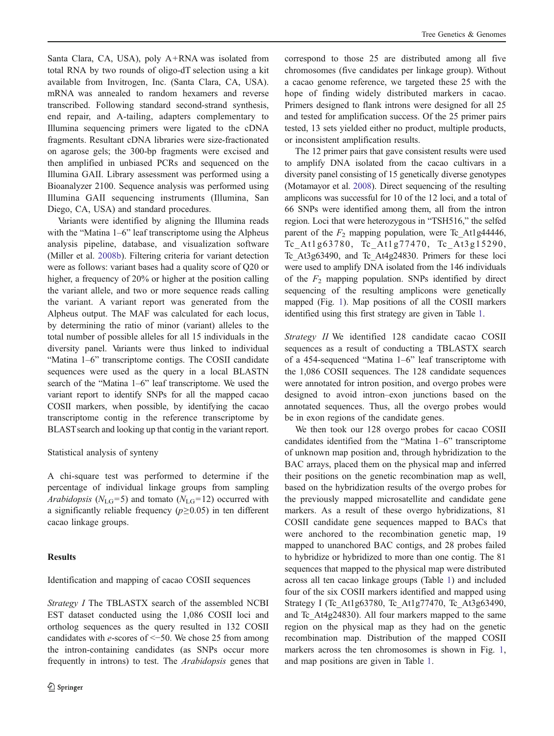Santa Clara, CA, USA), poly A+RNA was isolated from total RNA by two rounds of oligo-dT selection using a kit available from Invitrogen, Inc. (Santa Clara, CA, USA). mRNA was annealed to random hexamers and reverse transcribed. Following standard second-strand synthesis, end repair, and A-tailing, adapters complementary to Illumina sequencing primers were ligated to the cDNA fragments. Resultant cDNA libraries were size-fractionated on agarose gels; the 300-bp fragments were excised and then amplified in unbiased PCRs and sequenced on the Illumina GAII. Library assessment was performed using a Bioanalyzer 2100. Sequence analysis was performed using Illumina GAII sequencing instruments (Illumina, San Diego, CA, USA) and standard procedures.

Variants were identified by aligning the Illumina reads with the "Matina 1–6" leaf transcriptome using the Alpheus analysis pipeline, database, and visualization software (Miller et al. 2008b). Filtering criteria for variant detection were as follows: variant bases had a quality score of Q20 or higher, a frequency of 20% or higher at the position calling the variant allele, and two or more sequence reads calling the variant. A variant report was generated from the Alpheus output. The MAF was calculated for each locus, by determining the ratio of minor (variant) alleles to the total number of possible alleles for all 15 individuals in the diversity panel. Variants were thus linked to individual "Matina 1–6" transcriptome contigs. The COSII candidate sequences were used as the query in a local BLASTN search of the "Matina 1–6" leaf transcriptome. We used the variant report to identify SNPs for all the mapped cacao COSII markers, when possible, by identifying the cacao transcriptome contig in the reference transcriptome by BLAST search and looking up that contig in the variant report.

## Statistical analysis of synteny

A chi-square test was performed to determine if the percentage of individual linkage groups from sampling *Arabidopsis* ($N_{LG}=5$) and tomato ($N_{LG}=12$) occurred with a significantly reliable frequency ($p \geq 0.05$) in ten different cacao linkage groups.

# Results

## Identification and mapping of cacao COSII sequences

*Strategy I* The TBLASTX search of the assembled NCBI EST dataset conducted using the 1,086 COSII loci and ortholog sequences as the query resulted in 132 COSII candidates with *e*-scores of <−50. We chose 25 from among the intron-containing candidates (as SNPs occur more frequently in introns) to test. The *Arabidopsis* genes that correspond to those 25 are distributed among all five chromosomes (five candidates per linkage group). Without a cacao genome reference, we targeted these 25 with the hope of finding widely distributed markers in cacao. Primers designed to flank introns were designed for all 25 and tested for amplification success. Of the 25 primer pairs tested, 13 sets yielded either no product, multiple products, or inconsistent amplification results.

The 12 primer pairs that gave consistent results were used to amplify DNA isolated from the cacao cultivars in a diversity panel consisting of 15 genetically diverse genotypes (Motamayor et al. 2008). Direct sequencing of the resulting amplicons was successful for 10 of the 12 loci, and a total of 66 SNPs were identified among them, all from the intron region. Loci that were heterozygous in "TSH516," the selfed parent of the $F_2$ mapping population, were Tc_At1g44446, Tc_At1g63780, Tc_At1g77470, Tc_At3g15290, Tc_At3g63490, and Tc_At4g24830. Primers for these loci were used to amplify DNA isolated from the 146 individuals of the $F_2$ mapping population. SNPs identified by direct sequencing of the resulting amplicons were genetically mapped (Fig. 1). Map positions of all the COSII markers identified using this first strategy are given in Table 1.

*Strategy II* We identified 128 candidate cacao COSII sequences as a result of conducting a TBLASTX search of a 454-sequenced "Matina 1–6" leaf transcriptome with the 1,086 COSII sequences. The 128 candidate sequences were annotated for intron position, and overgo probes were designed to avoid intron–exon junctions based on the annotated sequences. Thus, all the overgo probes would be in exon regions of the candidate genes.

We then took our 128 overgo probes for cacao COSII candidates identified from the "Matina 1–6" transcriptome of unknown map position and, through hybridization to the BAC arrays, placed them on the physical map and inferred their positions on the genetic recombination map as well, based on the hybridization results of the overgo probes for the previously mapped microsatellite and candidate gene markers. As a result of these overgo hybridizations, 81 COSII candidate gene sequences mapped to BACs that were anchored to the recombination genetic map, 19 mapped to unanchored BAC contigs, and 28 probes failed to hybridize or hybridized to more than one contig. The 81 sequences that mapped to the physical map were distributed across all ten cacao linkage groups (Table 1) and included four of the six COSII markers identified and mapped using Strategy I (Tc_At1g63780, Tc_At1g77470, Tc_At3g63490, and Tc_At4g24830). All four markers mapped to the same region on the physical map as they had on the genetic recombination map. Distribution of the mapped COSII markers across the ten chromosomes is shown in Fig. 1, and map positions are given in Table 1.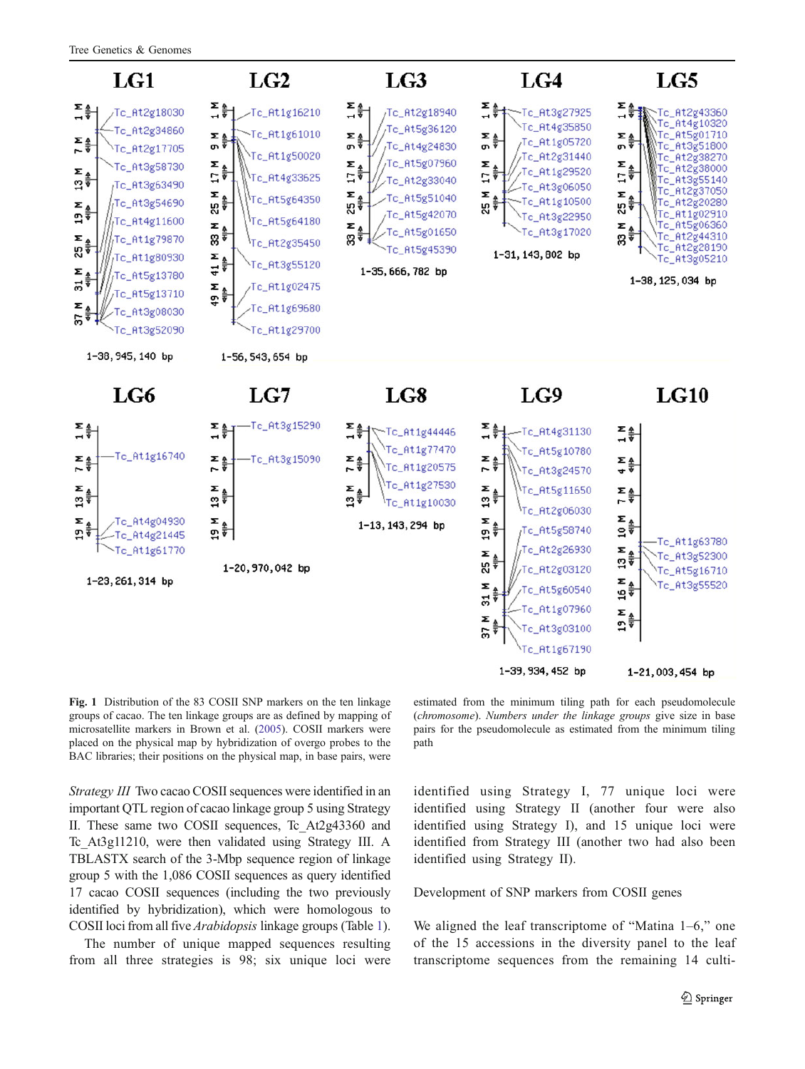**Fig. 1** Distribution of the 83 COSII SNP markers on the ten linkage groups of cacao. The ten linkage groups are as defined by mapping of microsatellite markers in Brown et al. (2005). COSII markers were placed on the physical map by hybridization of overgo probes to the BAC libraries; their positions on the physical map, in base pairs, were estimated from the minimum tiling path for each pseudomolecule (*chromosome*). *Numbers under the linkage groups* give size in base pairs for the pseudomolecule as estimated from the minimum tiling path

*Strategy III* Two cacao COSII sequences were identified in an important QTL region of cacao linkage group 5 using Strategy II. These same two COSII sequences, Tc_At2g43360 and Tc_At3g11210, were then validated using Strategy III. A TBLASTX search of the 3-Mbp sequence region of linkage group 5 with the 1,086 COSII sequences as query identified 17 cacao COSII sequences (including the two previously identified by hybridization), which were homologous to COSII loci from all five *Arabidopsis* linkage groups (Table 1).

The number of unique mapped sequences resulting from all three strategies is 98; six unique loci were identified using Strategy I, 77 unique loci were identified using Strategy II (another four were also identified using Strategy I), and 15 unique loci were identified from Strategy III (another two had also been identified using Strategy II).

Development of SNP markers from COSII genes

We aligned the leaf transcriptome of "Matina 1–6," one of the 15 accessions in the diversity panel to the leaf transcriptome sequences from the remaining 14 culti-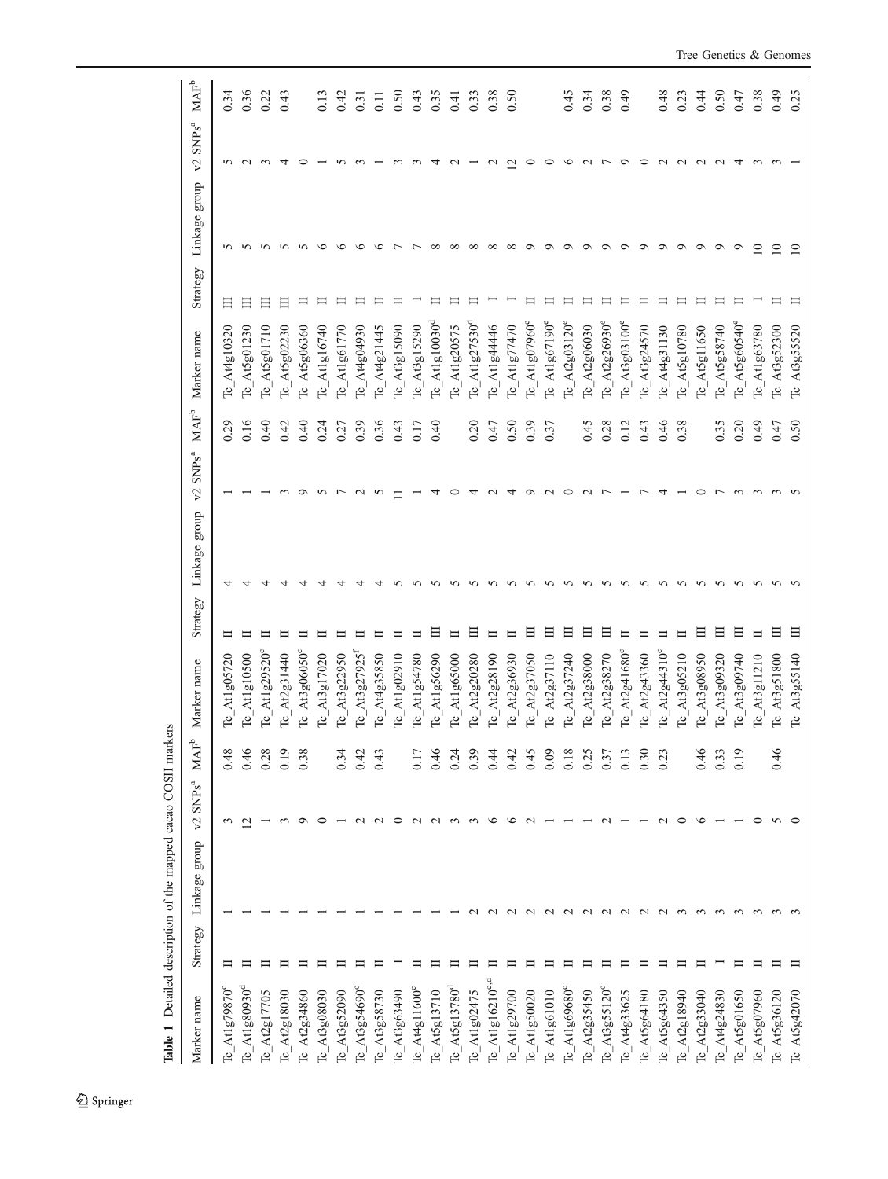**Table 1** Detailed description of the mapped cacao COSII markers

| Marker name | Strategy | Linkage group | v2 SNPs[a] | MAF[b] | Marker name | Strategy | Linkage group | v2 SNPs[a] | MAF[b] | Marker name | Strategy | Linkage group | v2 SNPs[a] | MAF[b] |
|---|---|---|---|---|---|---|---|---|---|---|---|---|---|---|
| Tc_At1g79870[c] | II | 1 | 3 | 0.48 | Tc_At1g05720 | II | 4 | 1 | 0.29 | Tc_At4g10320 | III | 5 | 5 | 0.34 |
| Tc_At1g80930[d] | II | 1 | 12 | 0.46 | Tc_At1g10500 | II | 4 | 1 | 0.16 | Tc_At5g01230 | III | 5 | 2 | 0.36 |
| Tc_At2g17705 | II | 1 | 1 | 0.28 | Tc_At1g29520[c] | II | 4 | 1 | 0.40 | Tc_At5g01710 | III | 5 | 3 | 0.22 |
| Tc_At2g18030 | II | 1 | 3 | 0.19 | Tc_At2g31440 | II | 4 | 3 | 0.42 | Tc_At5g02230 | III | 5 | 4 | 0.43 |
| Tc_At2g34860 | II | 1 | 9 | 0.38 | Tc_At3g06050[c] | II | 4 | 9 | 0.40 | Tc_At5g06360 | II | 5 | 0 | |
| Tc_At3g08030 | II | 1 | 0 | | Tc_At3g17020 | II | 4 | 5 | 0.24 | Tc_At1g16740 | II | 6 | 1 | 0.13 |
| Tc_At3g52090 | II | 1 | 1 | 0.34 | Tc_At3g22950 | II | 4 | 7 | 0.27 | Tc_At1g61770 | II | 6 | 5 | 0.42 |
| Tc_At3g54690[c] | II | 1 | 2 | 0.42 | Tc_At3g27925[f] | II | 4 | 2 | 0.39 | Tc_At4g04930 | II | 6 | 3 | 0.31 |
| Tc_At3g58730 | II | 1 | 2 | 0.43 | Tc_At4g35850 | II | 4 | 5 | 0.36 | Tc_At4g21445 | II | 6 | 1 | 0.11 |
| Tc_At3g63490 | I | 1 | 0 | | Tc_At1g02910 | II | 5 | 11 | 0.43 | Tc_At3g15090 | II | 7 | 3 | 0.50 |
| Tc_At4g11600[c] | II | 1 | 2 | 0.17 | Tc_At1g54780 | II | 5 | 1 | 0.17 | Tc_At3g15290 | I | 7 | 3 | 0.43 |
| Tc_At5g13710 | II | 1 | 2 | 0.46 | Tc_At1g56290 | III | 5 | 4 | 0.40 | Tc_At1g10030[d] | II | 8 | 4 | 0.35 |
| Tc_At5g13780[d] | II | 1 | 3 | 0.24 | Tc_At1g65000 | II | 5 | 0 | | Tc_At1g20575 | II | 8 | 2 | 0.41 |
| Tc_At1g02475 | II | 2 | 3 | 0.39 | Tc_At2g20280 | III | 5 | 4 | 0.20 | Tc_At1g27530[d] | II | 8 | 1 | 0.33 |
| Tc_At1g16210[c,d] | II | 2 | 6 | 0.44 | Tc_At2g28190 | II | 5 | 2 | 0.47 | Tc_At1g44446 | I | 8 | 2 | 0.38 |
| Tc_At1g29700 | II | 2 | 6 | 0.42 | Tc_At2g36930 | II | 5 | 4 | 0.50 | Tc_At1g77470 | I | 8 | 12 | 0.50 |
| Tc_At1g50020 | II | 2 | 2 | 0.45 | Tc_At2g37050 | III | 5 | 9 | 0.39 | Tc_At1g07960[e] | II | 9 | 0 | |
| Tc_At1g61010 | II | 2 | 1 | 0.09 | Tc_At2g37110 | III | 5 | 2 | 0.37 | Tc_At1g67190[e] | II | 9 | 0 | |
| Tc_At1g69680[c] | II | 2 | 1 | 0.18 | Tc_At2g37240 | II | 5 | 0 | | Tc_At2g03120[e] | II | 9 | 6 | 0.45 |
| Tc_At2g35450 | II | 2 | 1 | 0.25 | Tc_At2g38000 | III | 5 | 2 | 0.45 | Tc_At2g06030 | II | 9 | 2 | 0.34 |
| Tc_At3g55120[c] | II | 2 | 2 | 0.37 | Tc_At2g38270 | III | 5 | 7 | 0.28 | Tc_At2g26930[e] | II | 9 | 7 | 0.38 |
| Tc_At4g33625 | II | 2 | 1 | 0.13 | Tc_At2g41680[c] | II | 5 | 1 | 0.12 | Tc_At3g03100[e] | II | 9 | 9 | 0.49 |
| Tc_At5g64180 | II | 2 | 1 | 0.30 | Tc_At2g43360 | II | 5 | 7 | 0.43 | Tc_At3g24570 | II | 9 | 0 | |
| Tc_At5g64350 | II | 2 | 2 | 0.23 | Tc_At2g44310[c] | II | 5 | 4 | 0.46 | Tc_At4g31130 | II | 9 | 2 | 0.48 |
| Tc_At2g18940 | II | 3 | 0 | | Tc_At3g05210 | II | 5 | 1 | 0.38 | Tc_At5g10780 | II | 9 | 2 | 0.23 |
| Tc_At2g33040 | II | 3 | 6 | 0.46 | Tc_At3g08950 | III | 5 | 0 | | Tc_At5g11650 | II | 9 | 2 | 0.44 |
| Tc_At4g24830 | I | 3 | 1 | 0.33 | Tc_At3g09320 | II | 5 | 7 | 0.35 | Tc_At5g58740 | II | 9 | 2 | 0.50 |
| Tc_At5g01650 | II | 3 | 1 | 0.19 | Tc_At3g09740 | III | 5 | 3 | 0.20 | Tc_At5g60540[e] | II | 9 | 4 | 0.47 |
| Tc_At5g07960 | II | 3 | 0 | | Tc_At3g11210 | II | 5 | 3 | 0.49 | Tc_At1g63780 | I | 10 | 3 | 0.38 |
| Tc_At5g36120 | II | 3 | 5 | 0.46 | Tc_At3g51800 | III | 5 | 3 | 0.47 | Tc_At3g52300 | II | 10 | 3 | 0.49 |
| Tc_At5g42070 | II | 3 | 0 | | Tc_At3g55140 | III | 5 | 5 | 0.50 | Tc_At3g55520 | II | 10 | 1 | 0.25 |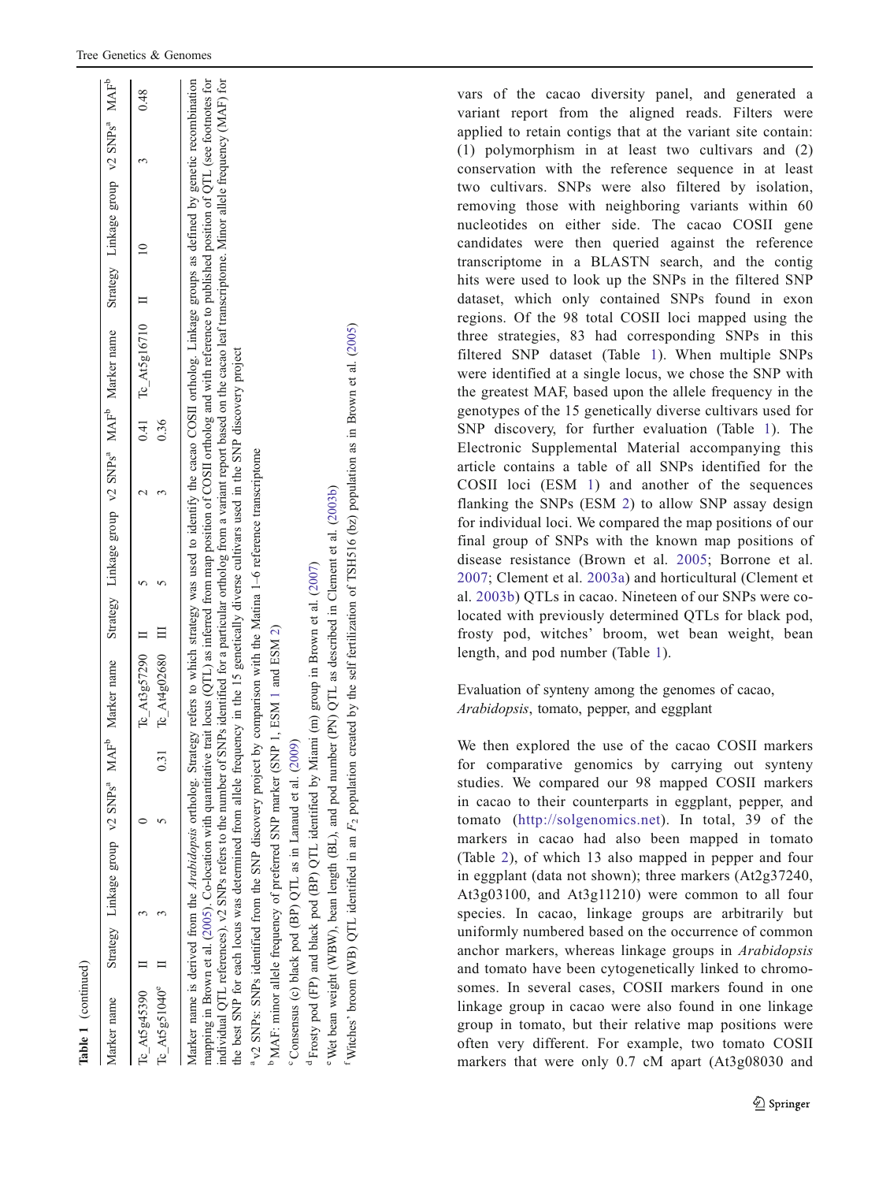**Table 1** (continued)

| Marker name | Strategy | Linkage group | v2 SNPs[a] | MAF[b] | Marker name | Strategy | Linkage group | v2 SNPs[a] | MAF[b] | Marker name | Strategy | Linkage group | v2 SNPs[a] | MAF[b] |
|---|---|---|---|---|---|---|---|---|---|---|---|---|---|---|
| Tc_At5g45390 | II | 3 | 0 | | Tc_At3g57290 | II | 5 | 2 | 0.41 | Tc_At5g16710 | II | 10 | 3 | 0.48 |
| Tc_At5g51040[e] | II | 3 | 5 | 0.31 | Tc_At4g02680 | III | 5 | 3 | 0.36 | | | | | |

Marker name is derived from the *Arabidopsis* ortholog. Strategy refers to which strategy was used to identify the cacao COSII ortholog. Linkage groups as defined by genetic recombination mapping in Brown et al. (2005). Co-location with quantitative trait locus (QTL) as inferred from map position of COSII ortholog and with reference to published position of QTL (see footnotes for individual QTL references). v2 SNPs refers to the number of SNPs identified for a particular ortholog from a variant report based on the cacao leaf transcriptome. Minor allele frequency (MAF) for the best SNP for each locus was determined from allele frequency in the 15 genetically diverse cultivars used in the SNP discovery project

[a] v2 SNPs: SNPs identified from the SNP discovery project by comparison with the Matina 1–6 reference transcriptome

[b] MAF: minor allele frequency of preferred SNP marker (SNP 1, ESM 1 and ESM 2)

[c] Consensus (c) black pod (BP) QTL as in Lanaud et al. (2009)

[d] Frosty pod (FP) and black pod (BP) QTL identified by Miami (m) group in Brown et al. (2007)

[e] Wet bean weight (WBW), bean length (BL), and pod number (PN) QTL as described in Clement et al. (2003b)

[f] Witches' broom (WB) QTL identified in an $F_2$ population created by the self fertilization of TSH516 (bz) population as in Brown et al. (2005)

vars of the cacao diversity panel, and generated a variant report from the aligned reads. Filters were applied to retain contigs that at the variant site contain: (1) polymorphism in at least two cultivars and (2) conservation with the reference sequence in at least two cultivars. SNPs were also filtered by isolation, removing those with neighboring variants within 60 nucleotides on either side. The cacao COSII gene candidates were then queried against the reference transcriptome in a BLASTN search, and the contig hits were used to look up the SNPs in the filtered SNP dataset, which only contained SNPs found in exon regions. Of the 98 total COSII loci mapped using the three strategies, 83 had corresponding SNPs in this filtered SNP dataset (Table 1). When multiple SNPs were identified at a single locus, we chose the SNP with the greatest MAF, based upon the allele frequency in the genotypes of the 15 genetically diverse cultivars used for SNP discovery, for further evaluation (Table 1). The Electronic Supplemental Material accompanying this article contains a table of all SNPs identified for the COSII loci (ESM 1) and another of the sequences flanking the SNPs (ESM 2) to allow SNP assay design for individual loci. We compared the map positions of our final group of SNPs with the known map positions of disease resistance (Brown et al. 2005; Borrone et al. 2007; Clement et al. 2003a) and horticultural (Clement et al. 2003b) QTLs in cacao. Nineteen of our SNPs were co-located with previously determined QTLs for black pod, frosty pod, witches' broom, wet bean weight, bean length, and pod number (Table 1).

## Evaluation of synteny among the genomes of cacao, *Arabidopsis*, tomato, pepper, and eggplant

We then explored the use of the cacao COSII markers for comparative genomics by carrying out synteny studies. We compared our 98 mapped COSII markers in cacao to their counterparts in eggplant, pepper, and tomato (http://solgenomics.net). In total, 39 of the markers in cacao had also been mapped in tomato (Table 2), of which 13 also mapped in pepper and four in eggplant (data not shown); three markers (At2g37240, At3g03100, and At3g11210) were common to all four species. In cacao, linkage groups are arbitrarily but uniformly numbered based on the occurrence of common anchor markers, whereas linkage groups in *Arabidopsis* and tomato have been cytogenetically linked to chromosomes. In several cases, COSII markers found in one linkage group in cacao were also found in one linkage group in tomato, but their relative map positions were often very different. For example, two tomato COSII markers that were only 0.7 cM apart (At3g08030 and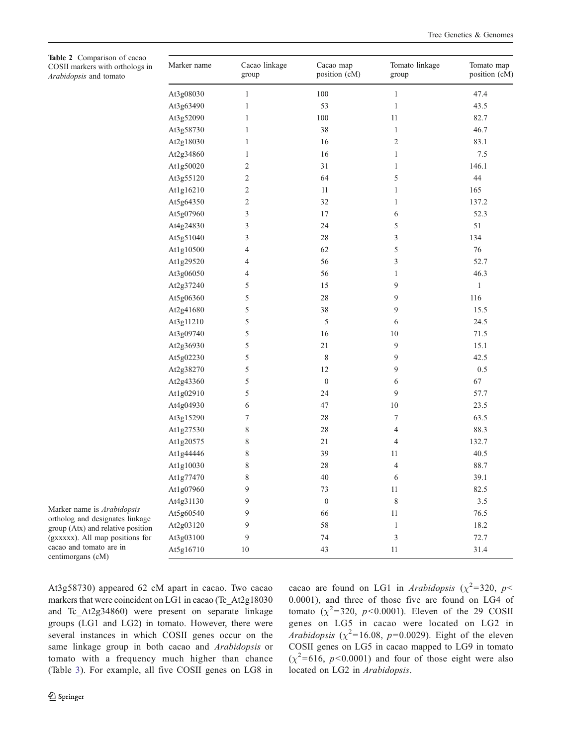**Table 2** Comparison of cacao COSII markers with orthologs in *Arabidopsis* and tomato

| Marker name | Cacao linkage group | Cacao map position (cM) | Tomato linkage group | Tomato map position (cM) |
|---|---|---|---|---|
| At3g08030 | 1 | 100 | 1 | 47.4 |
| At3g63490 | 1 | 53 | 1 | 43.5 |
| At3g52090 | 1 | 100 | 11 | 82.7 |
| At3g58730 | 1 | 38 | 1 | 46.7 |
| At2g18030 | 1 | 16 | 2 | 83.1 |
| At2g34860 | 1 | 16 | 1 | 7.5 |
| At1g50020 | 2 | 31 | 1 | 146.1 |
| At3g55120 | 2 | 64 | 5 | 44 |
| At1g16210 | 2 | 11 | 1 | 165 |
| At5g64350 | 2 | 32 | 1 | 137.2 |
| At5g07960 | 3 | 17 | 6 | 52.3 |
| At4g24830 | 3 | 24 | 5 | 51 |
| At5g51040 | 3 | 28 | 3 | 134 |
| At1g10500 | 4 | 62 | 5 | 76 |
| At1g29520 | 4 | 56 | 3 | 52.7 |
| At3g06050 | 4 | 56 | 1 | 46.3 |
| At2g37240 | 5 | 15 | 9 | 1 |
| At5g06360 | 5 | 28 | 9 | 116 |
| At2g41680 | 5 | 38 | 9 | 15.5 |
| At3g11210 | 5 | 5 | 6 | 24.5 |
| At3g09740 | 5 | 16 | 10 | 71.5 |
| At2g36930 | 5 | 21 | 9 | 15.1 |
| At5g02230 | 5 | 8 | 9 | 42.5 |
| At2g38270 | 5 | 12 | 9 | 0.5 |
| At2g43360 | 5 | 0 | 6 | 67 |
| At1g02910 | 5 | 24 | 9 | 57.7 |
| At4g04930 | 6 | 47 | 10 | 23.5 |
| At3g15290 | 7 | 28 | 7 | 63.5 |
| At1g27530 | 8 | 28 | 4 | 88.3 |
| At1g20575 | 8 | 21 | 4 | 132.7 |
| At1g44446 | 8 | 39 | 11 | 40.5 |
| At1g10030 | 8 | 28 | 4 | 88.7 |
| At1g77470 | 8 | 40 | 6 | 39.1 |
| At1g07960 | 9 | 73 | 11 | 82.5 |
| At4g31130 | 9 | 0 | 8 | 3.5 |
| At5g60540 | 9 | 66 | 11 | 76.5 |
| At2g03120 | 9 | 58 | 1 | 18.2 |
| At3g03100 | 9 | 74 | 3 | 72.7 |
| At5g16710 | 10 | 43 | 11 | 31.4 |

Marker name is *Arabidopsis* ortholog and designates linkage group (Atx) and relative position (gxxxxx). All map positions for cacao and tomato are in centimorgans (cM)

At3g58730) appeared 62 cM apart in cacao. Two cacao markers that were coincident on LG1 in cacao (Tc_At2g18030 and Tc_At2g34860) were present on separate linkage groups (LG1 and LG2) in tomato. However, there were several instances in which COSII genes occur on the same linkage group in both cacao and *Arabidopsis* or tomato with a frequency much higher than chance (Table 3). For example, all five COSII genes on LG8 in cacao are found on LG1 in *Arabidopsis* ($\chi^2$=320, $p$< 0.0001), and three of those five are found on LG4 of tomato ($\chi^2$=320, $p$<0.0001). Eleven of the 29 COSII genes on LG5 in cacao were located on LG2 in *Arabidopsis* ($\chi^2$=16.08, $p$=0.0029). Eight of the eleven COSII genes on LG5 in cacao mapped to LG9 in tomato ($\chi^2$=616, $p$<0.0001) and four of those eight were also located on LG2 in *Arabidopsis*.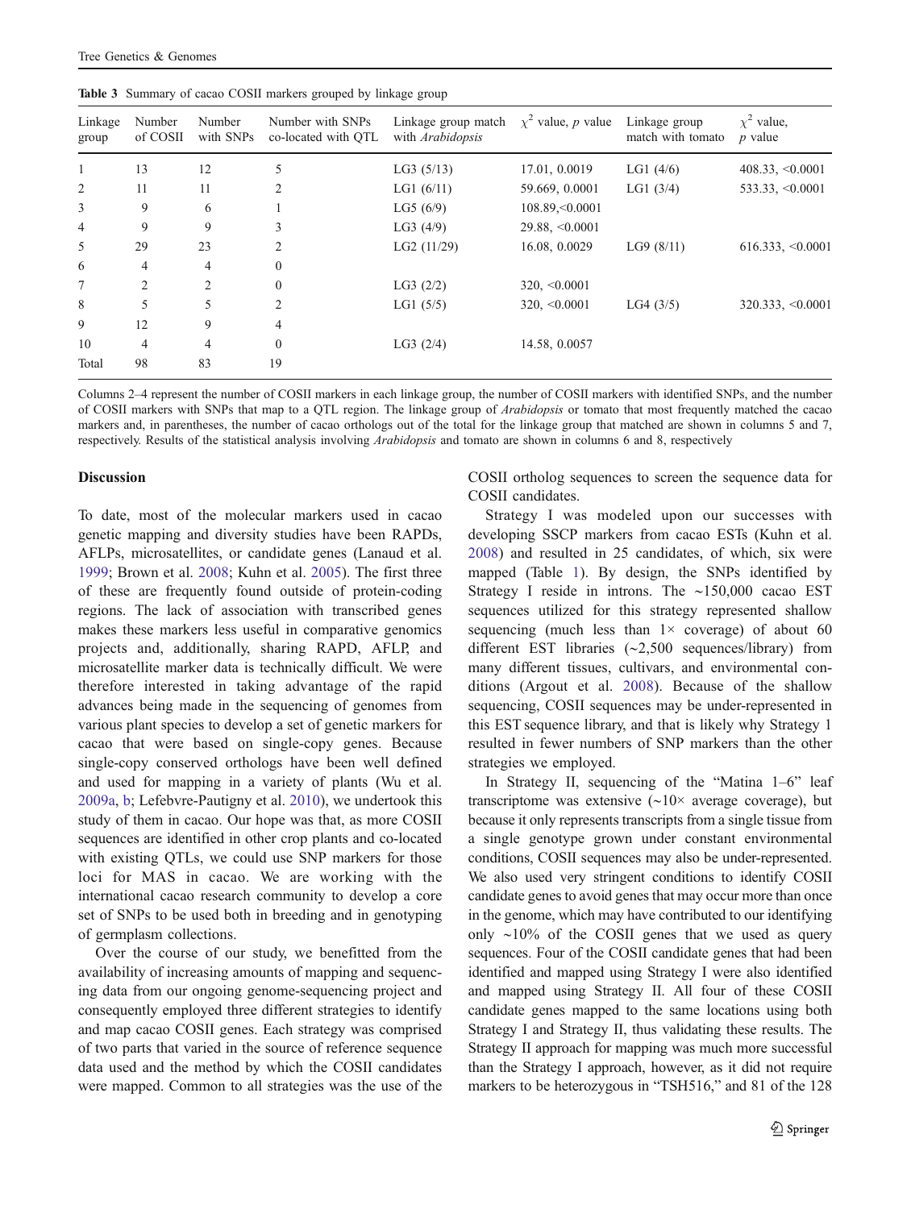**Table 3** Summary of cacao COSII markers grouped by linkage group

| Linkage group | Number of COSII | Number with SNPs | Number with SNPs co-located with QTL | Linkage group match with *Arabidopsis* | $\chi^2$ value, *p* value | Linkage group match with tomato | $\chi^2$ value, *p* value |
|---|---|---|---|---|---|---|---|
| 1 | 13 | 12 | 5 | LG3 (5/13) | 17.01, 0.0019 | LG1 (4/6) | 408.33, <0.0001 |
| 2 | 11 | 11 | 2 | LG1 (6/11) | 59.669, 0.0001 | LG1 (3/4) | 533.33, <0.0001 |
| 3 | 9 | 6 | 1 | LG5 (6/9) | 108.89,<0.0001 | | |
| 4 | 9 | 9 | 3 | LG3 (4/9) | 29.88, <0.0001 | | |
| 5 | 29 | 23 | 2 | LG2 (11/29) | 16.08, 0.0029 | LG9 (8/11) | 616.333, <0.0001 |
| 6 | 4 | 4 | 0 | | | | |
| 7 | 2 | 2 | 0 | LG3 (2/2) | 320, <0.0001 | | |
| 8 | 5 | 5 | 2 | LG1 (5/5) | 320, <0.0001 | LG4 (3/5) | 320.333, <0.0001 |
| 9 | 12 | 9 | 4 | | | | |
| 10 | 4 | 4 | 0 | LG3 (2/4) | 14.58, 0.0057 | | |
| Total | 98 | 83 | 19 | | | | |

Columns 2–4 represent the number of COSII markers in each linkage group, the number of COSII markers with identified SNPs, and the number of COSII markers with SNPs that map to a QTL region. The linkage group of *Arabidopsis* or tomato that most frequently matched the cacao markers and, in parentheses, the number of cacao orthologs out of the total for the linkage group that matched are shown in columns 5 and 7, respectively. Results of the statistical analysis involving *Arabidopsis* and tomato are shown in columns 6 and 8, respectively

## Discussion

To date, most of the molecular markers used in cacao genetic mapping and diversity studies have been RAPDs, AFLPs, microsatellites, or candidate genes (Lanaud et al. 1999; Brown et al. 2008; Kuhn et al. 2005). The first three of these are frequently found outside of protein-coding regions. The lack of association with transcribed genes makes these markers less useful in comparative genomics projects and, additionally, sharing RAPD, AFLP, and microsatellite marker data is technically difficult. We were therefore interested in taking advantage of the rapid advances being made in the sequencing of genomes from various plant species to develop a set of genetic markers for cacao that were based on single-copy genes. Because single-copy conserved orthologs have been well defined and used for mapping in a variety of plants (Wu et al. 2009a, b; Lefebvre-Pautigny et al. 2010), we undertook this study of them in cacao. Our hope was that, as more COSII sequences are identified in other crop plants and co-located with existing QTLs, we could use SNP markers for those loci for MAS in cacao. We are working with the international cacao research community to develop a core set of SNPs to be used both in breeding and in genotyping of germplasm collections.

Over the course of our study, we benefitted from the availability of increasing amounts of mapping and sequencing data from our ongoing genome-sequencing project and consequently employed three different strategies to identify and map cacao COSII genes. Each strategy was comprised of two parts that varied in the source of reference sequence data used and the method by which the COSII candidates were mapped. Common to all strategies was the use of the COSII ortholog sequences to screen the sequence data for COSII candidates.

Strategy I was modeled upon our successes with developing SSCP markers from cacao ESTs (Kuhn et al. 2008) and resulted in 25 candidates, of which, six were mapped (Table 1). By design, the SNPs identified by Strategy I reside in introns. The ~150,000 cacao EST sequences utilized for this strategy represented shallow sequencing (much less than 1× coverage) of about 60 different EST libraries (~2,500 sequences/library) from many different tissues, cultivars, and environmental conditions (Argout et al. 2008). Because of the shallow sequencing, COSII sequences may be under-represented in this EST sequence library, and that is likely why Strategy 1 resulted in fewer numbers of SNP markers than the other strategies we employed.

In Strategy II, sequencing of the "Matina 1–6" leaf transcriptome was extensive (~10× average coverage), but because it only represents transcripts from a single tissue from a single genotype grown under constant environmental conditions, COSII sequences may also be under-represented. We also used very stringent conditions to identify COSII candidate genes to avoid genes that may occur more than once in the genome, which may have contributed to our identifying only ~10% of the COSII genes that we used as query sequences. Four of the COSII candidate genes that had been identified and mapped using Strategy I were also identified and mapped using Strategy II. All four of these COSII candidate genes mapped to the same locations using both Strategy I and Strategy II, thus validating these results. The Strategy II approach for mapping was much more successful than the Strategy I approach, however, as it did not require markers to be heterozygous in "TSH516," and 81 of the 128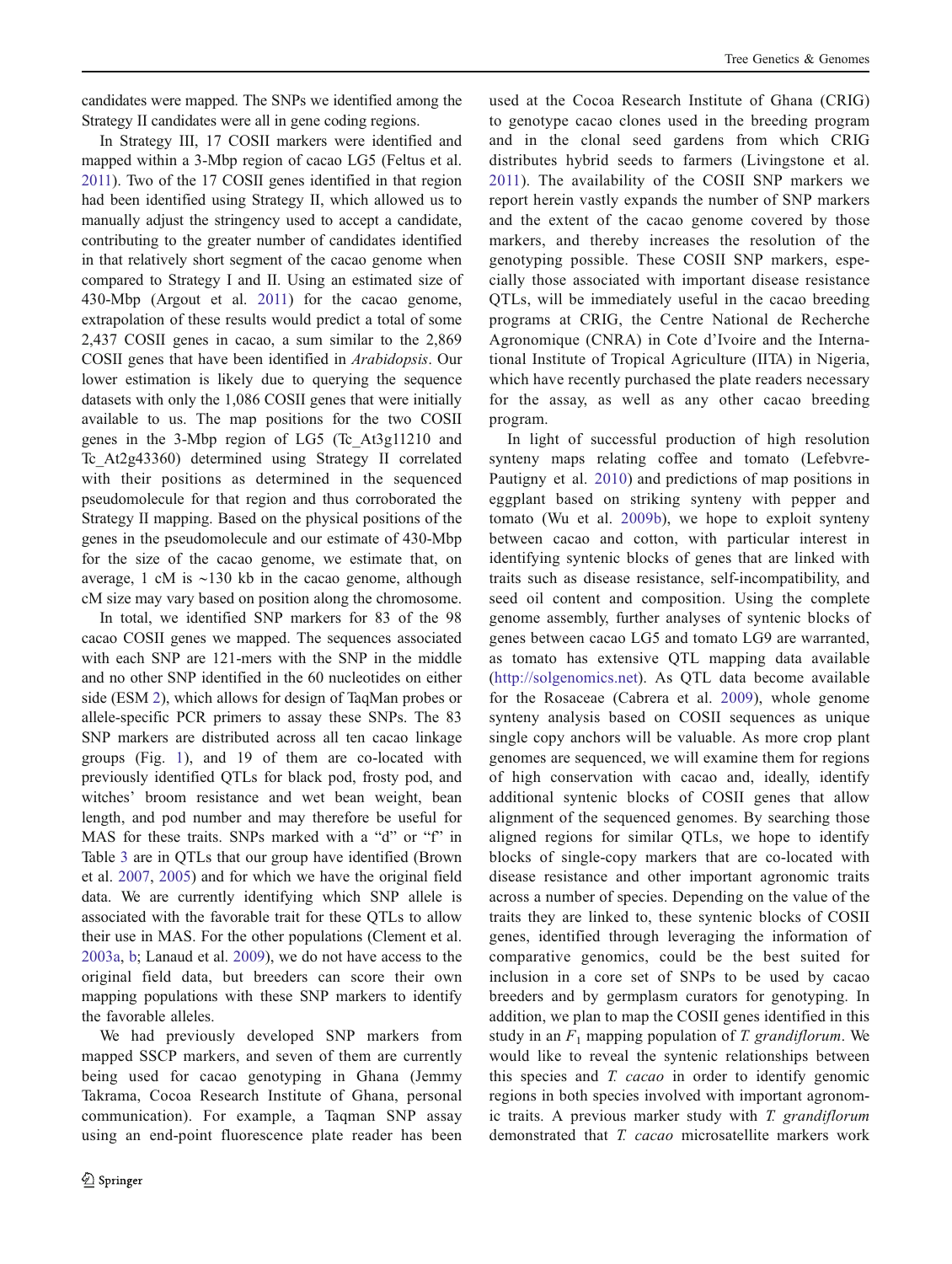candidates were mapped. The SNPs we identified among the Strategy II candidates were all in gene coding regions.

In Strategy III, 17 COSII markers were identified and mapped within a 3-Mbp region of cacao LG5 (Feltus et al. 2011). Two of the 17 COSII genes identified in that region had been identified using Strategy II, which allowed us to manually adjust the stringency used to accept a candidate, contributing to the greater number of candidates identified in that relatively short segment of the cacao genome when compared to Strategy I and II. Using an estimated size of 430-Mbp (Argout et al. 2011) for the cacao genome, extrapolation of these results would predict a total of some 2,437 COSII genes in cacao, a sum similar to the 2,869 COSII genes that have been identified in *Arabidopsis*. Our lower estimation is likely due to querying the sequence datasets with only the 1,086 COSII genes that were initially available to us. The map positions for the two COSII genes in the 3-Mbp region of LG5 (Tc_At3g11210 and Tc_At2g43360) determined using Strategy II correlated with their positions as determined in the sequenced pseudomolecule for that region and thus corroborated the Strategy II mapping. Based on the physical positions of the genes in the pseudomolecule and our estimate of 430-Mbp for the size of the cacao genome, we estimate that, on average, 1 cM is ~130 kb in the cacao genome, although cM size may vary based on position along the chromosome.

In total, we identified SNP markers for 83 of the 98 cacao COSII genes we mapped. The sequences associated with each SNP are 121-mers with the SNP in the middle and no other SNP identified in the 60 nucleotides on either side (ESM 2), which allows for design of TaqMan probes or allele-specific PCR primers to assay these SNPs. The 83 SNP markers are distributed across all ten cacao linkage groups (Fig. 1), and 19 of them are co-located with previously identified QTLs for black pod, frosty pod, and witches' broom resistance and wet bean weight, bean length, and pod number and may therefore be useful for MAS for these traits. SNPs marked with a "d" or "f" in Table 3 are in QTLs that our group have identified (Brown et al. 2007, 2005) and for which we have the original field data. We are currently identifying which SNP allele is associated with the favorable trait for these QTLs to allow their use in MAS. For the other populations (Clement et al. 2003a, b; Lanaud et al. 2009), we do not have access to the original field data, but breeders can score their own mapping populations with these SNP markers to identify the favorable alleles.

We had previously developed SNP markers from mapped SSCP markers, and seven of them are currently being used for cacao genotyping in Ghana (Jemmy Takrama, Cocoa Research Institute of Ghana, personal communication). For example, a Taqman SNP assay using an end-point fluorescence plate reader has been used at the Cocoa Research Institute of Ghana (CRIG) to genotype cacao clones used in the breeding program and in the clonal seed gardens from which CRIG distributes hybrid seeds to farmers (Livingstone et al. 2011). The availability of the COSII SNP markers we report herein vastly expands the number of SNP markers and the extent of the cacao genome covered by those markers, and thereby increases the resolution of the genotyping possible. These COSII SNP markers, especially those associated with important disease resistance QTLs, will be immediately useful in the cacao breeding programs at CRIG, the Centre National de Recherche Agronomique (CNRA) in Cote d'Ivoire and the International Institute of Tropical Agriculture (IITA) in Nigeria, which have recently purchased the plate readers necessary for the assay, as well as any other cacao breeding program.

In light of successful production of high resolution synteny maps relating coffee and tomato (Lefebvre-Pautigny et al. 2010) and predictions of map positions in eggplant based on striking synteny with pepper and tomato (Wu et al. 2009b), we hope to exploit synteny between cacao and cotton, with particular interest in identifying syntenic blocks of genes that are linked with traits such as disease resistance, self-incompatibility, and seed oil content and composition. Using the complete genome assembly, further analyses of syntenic blocks of genes between cacao LG5 and tomato LG9 are warranted, as tomato has extensive QTL mapping data available (http://solgenomics.net). As QTL data become available for the Rosaceae (Cabrera et al. 2009), whole genome synteny analysis based on COSII sequences as unique single copy anchors will be valuable. As more crop plant genomes are sequenced, we will examine them for regions of high conservation with cacao and, ideally, identify additional syntenic blocks of COSII genes that allow alignment of the sequenced genomes. By searching those aligned regions for similar QTLs, we hope to identify blocks of single-copy markers that are co-located with disease resistance and other important agronomic traits across a number of species. Depending on the value of the traits they are linked to, these syntenic blocks of COSII genes, identified through leveraging the information of comparative genomics, could be the best suited for inclusion in a core set of SNPs to be used by cacao breeders and by germplasm curators for genotyping. In addition, we plan to map the COSII genes identified in this study in an $F_1$ mapping population of *T. grandiflorum*. We would like to reveal the syntenic relationships between this species and *T. cacao* in order to identify genomic regions in both species involved with important agronomic traits. A previous marker study with *T. grandiflorum* demonstrated that *T. cacao* microsatellite markers work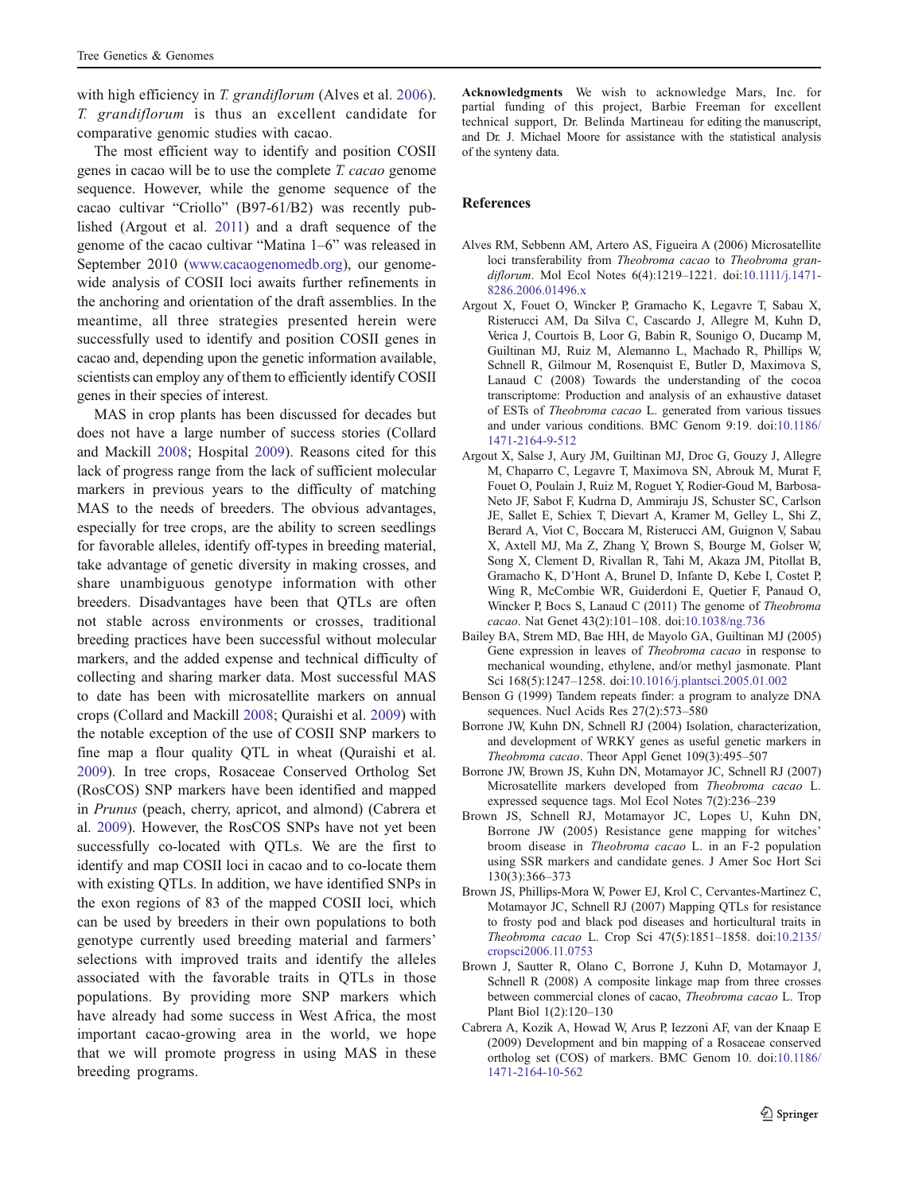with high efficiency in *T. grandiflorum* (Alves et al. 2006). *T. grandiflorum* is thus an excellent candidate for comparative genomic studies with cacao.

The most efficient way to identify and position COSII genes in cacao will be to use the complete *T. cacao* genome sequence. However, while the genome sequence of the cacao cultivar "Criollo" (B97-61/B2) was recently published (Argout et al. 2011) and a draft sequence of the genome of the cacao cultivar "Matina 1–6" was released in September 2010 (www.cacaogenomedb.org), our genome-wide analysis of COSII loci awaits further refinements in the anchoring and orientation of the draft assemblies. In the meantime, all three strategies presented herein were successfully used to identify and position COSII genes in cacao and, depending upon the genetic information available, scientists can employ any of them to efficiently identify COSII genes in their species of interest.

MAS in crop plants has been discussed for decades but does not have a large number of success stories (Collard and Mackill 2008; Hospital 2009). Reasons cited for this lack of progress range from the lack of sufficient molecular markers in previous years to the difficulty of matching MAS to the needs of breeders. The obvious advantages, especially for tree crops, are the ability to screen seedlings for favorable alleles, identify off-types in breeding material, take advantage of genetic diversity in making crosses, and share unambiguous genotype information with other breeders. Disadvantages have been that QTLs are often not stable across environments or crosses, traditional breeding practices have been successful without molecular markers, and the added expense and technical difficulty of collecting and sharing marker data. Most successful MAS to date has been with microsatellite markers on annual crops (Collard and Mackill 2008; Quraishi et al. 2009) with the notable exception of the use of COSII SNP markers to fine map a flour quality QTL in wheat (Quraishi et al. 2009). In tree crops, Rosaceae Conserved Ortholog Set (RosCOS) SNP markers have been identified and mapped in *Prunus* (peach, cherry, apricot, and almond) (Cabrera et al. 2009). However, the RosCOS SNPs have not yet been successfully co-located with QTLs. We are the first to identify and map COSII loci in cacao and to co-locate them with existing QTLs. In addition, we have identified SNPs in the exon regions of 83 of the mapped COSII loci, which can be used by breeders in their own populations to both genotype currently used breeding material and farmers' selections with improved traits and identify the alleles associated with the favorable traits in QTLs in those populations. By providing more SNP markers which have already had some success in West Africa, the most important cacao-growing area in the world, we hope that we will promote progress in using MAS in these breeding programs.

**Acknowledgments** We wish to acknowledge Mars, Inc. for partial funding of this project, Barbie Freeman for excellent technical support, Dr. Belinda Martineau for editing the manuscript, and Dr. J. Michael Moore for assistance with the statistical analysis of the synteny data.

## References

Alves RM, Sebbenn AM, Artero AS, Figueira A (2006) Microsatellite loci transferability from *Theobroma cacao* to *Theobroma grandiflorum*. Mol Ecol Notes 6(4):1219–1221. doi:10.1111/j.1471-8286.2006.01496.x

Argout X, Fouet O, Wincker P, Gramacho K, Legavre T, Sabau X, Risterucci AM, Da Silva C, Cascardo J, Allegre M, Kuhn D, Verica J, Courtois B, Loor G, Babin R, Sounigo O, Ducamp M, Guiltinan MJ, Ruiz M, Alemanno L, Machado R, Phillips W, Schnell R, Gilmour M, Rosenquist E, Butler D, Maximova S, Lanaud C (2008) Towards the understanding of the cocoa transcriptome: Production and analysis of an exhaustive dataset of ESTs of *Theobroma cacao* L. generated from various tissues and under various conditions. BMC Genom 9:19. doi:10.1186/1471-2164-9-512

Argout X, Salse J, Aury JM, Guiltinan MJ, Droc G, Gouzy J, Allegre M, Chaparro C, Legavre T, Maximova SN, Abrouk M, Murat F, Fouet O, Poulain J, Ruiz M, Roguet Y, Rodier-Goud M, Barbosa-Neto JF, Sabot F, Kudrna D, Ammiraju JS, Schuster SC, Carlson JE, Sallet E, Schiex T, Dievart A, Kramer M, Gelley L, Shi Z, Berard A, Viot C, Boccara M, Risterucci AM, Guignon V, Sabau X, Axtell MJ, Ma Z, Zhang Y, Brown S, Bourge M, Golser W, Song X, Clement D, Rivallan R, Tahi M, Akaza JM, Pitollat B, Gramacho K, D'Hont A, Brunel D, Infante D, Kebe I, Costet P, Wing R, McCombie WR, Guiderdoni E, Quetier F, Panaud O, Wincker P, Bocs S, Lanaud C (2011) The genome of *Theobroma cacao*. Nat Genet 43(2):101–108. doi:10.1038/ng.736

Bailey BA, Strem MD, Bae HH, de Mayolo GA, Guiltinan MJ (2005) Gene expression in leaves of *Theobroma cacao* in response to mechanical wounding, ethylene, and/or methyl jasmonate. Plant Sci 168(5):1247–1258. doi:10.1016/j.plantsci.2005.01.002

Benson G (1999) Tandem repeats finder: a program to analyze DNA sequences. Nucl Acids Res 27(2):573–580

Borrone JW, Kuhn DN, Schnell RJ (2004) Isolation, characterization, and development of WRKY genes as useful genetic markers in *Theobroma cacao*. Theor Appl Genet 109(3):495–507

Borrone JW, Brown JS, Kuhn DN, Motamayor JC, Schnell RJ (2007) Microsatellite markers developed from *Theobroma cacao* L. expressed sequence tags. Mol Ecol Notes 7(2):236–239

Brown JS, Schnell RJ, Motamayor JC, Lopes U, Kuhn DN, Borrone JW (2005) Resistance gene mapping for witches' broom disease in *Theobroma cacao* L. in an F-2 population using SSR markers and candidate genes. J Amer Soc Hort Sci 130(3):366–373

Brown JS, Phillips-Mora W, Power EJ, Krol C, Cervantes-Martinez C, Motamayor JC, Schnell RJ (2007) Mapping QTLs for resistance to frosty pod and black pod diseases and horticultural traits in *Theobroma cacao* L. Crop Sci 47(5):1851–1858. doi:10.2135/cropsci2006.11.0753

Brown JS, Sautter R, Olano C, Borrone J, Kuhn D, Motamayor J, Schnell R (2008) A composite linkage map from three crosses between commercial clones of cacao, *Theobroma cacao* L. Trop Plant Biol 1(2):120–130

Cabrera A, Kozik A, Howad W, Arus P, Iezzoni AF, van der Knaap E (2009) Development and bin mapping of a Rosaceae conserved ortholog set (COS) of markers. BMC Genom 10. doi:10.1186/1471-2164-10-562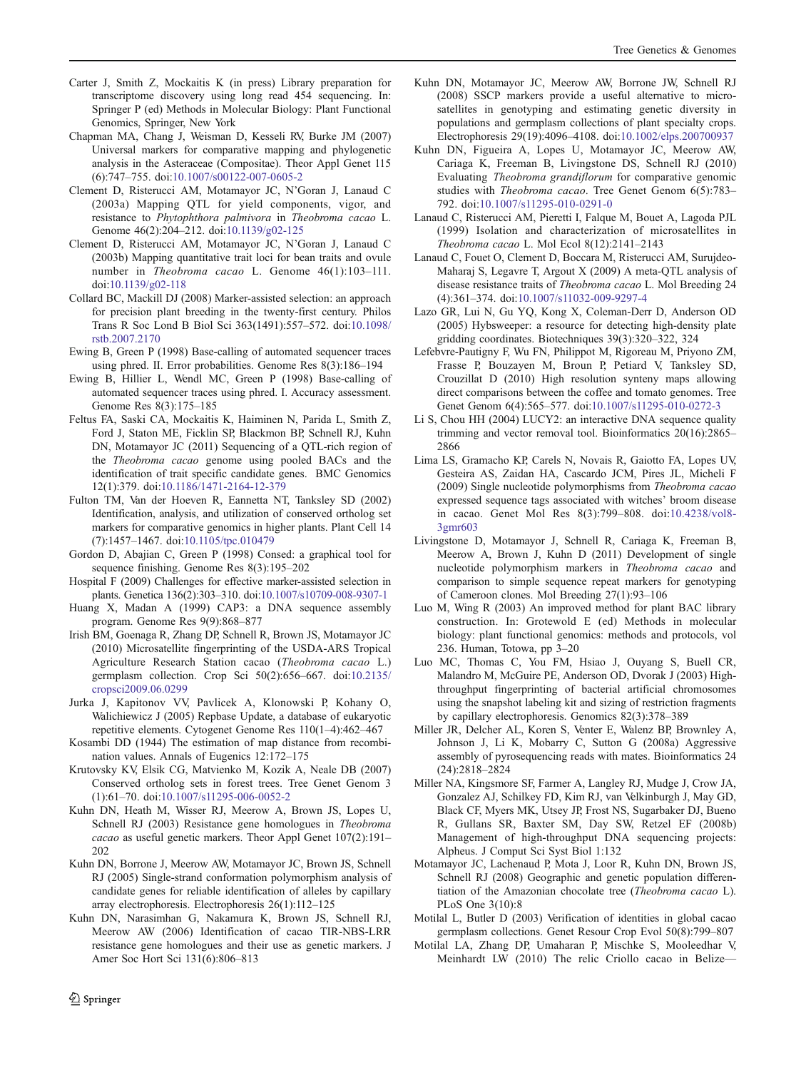Carter J, Smith Z, Mockaitis K (in press) Library preparation for transcriptome discovery using long read 454 sequencing. In: Springer P (ed) Methods in Molecular Biology: Plant Functional Genomics, Springer, New York

Chapman MA, Chang J, Weisman D, Kesseli RV, Burke JM (2007) Universal markers for comparative mapping and phylogenetic analysis in the Asteraceae (Compositae). Theor Appl Genet 115 (6):747–755. doi:10.1007/s00122-007-0605-2

Clement D, Risterucci AM, Motamayor JC, N'Goran J, Lanaud C (2003a) Mapping QTL for yield components, vigor, and resistance to *Phytophthora palmivora* in *Theobroma cacao* L. Genome 46(2):204–212. doi:10.1139/g02-125

Clement D, Risterucci AM, Motamayor JC, N'Goran J, Lanaud C (2003b) Mapping quantitative trait loci for bean traits and ovule number in *Theobroma cacao* L. Genome 46(1):103–111. doi:10.1139/g02-118

Collard BC, Mackill DJ (2008) Marker-assisted selection: an approach for precision plant breeding in the twenty-first century. Philos Trans R Soc Lond B Biol Sci 363(1491):557–572. doi:10.1098/rstb.2007.2170

Ewing B, Green P (1998) Base-calling of automated sequencer traces using phred. II. Error probabilities. Genome Res 8(3):186–194

Ewing B, Hillier L, Wendl MC, Green P (1998) Base-calling of automated sequencer traces using phred. I. Accuracy assessment. Genome Res 8(3):175–185

Feltus FA, Saski CA, Mockaitis K, Haiminen N, Parida L, Smith Z, Ford J, Staton ME, Ficklin SP, Blackmon BP, Schnell RJ, Kuhn DN, Motamayor JC (2011) Sequencing of a QTL-rich region of the *Theobroma cacao* genome using pooled BACs and the identification of trait specific candidate genes. BMC Genomics 12(1):379. doi:10.1186/1471-2164-12-379

Fulton TM, Van der Hoeven R, Eannetta NT, Tanksley SD (2002) Identification, analysis, and utilization of conserved ortholog set markers for comparative genomics in higher plants. Plant Cell 14 (7):1457–1467. doi:10.1105/tpc.010479

Gordon D, Abajian C, Green P (1998) Consed: a graphical tool for sequence finishing. Genome Res 8(3):195–202

Hospital F (2009) Challenges for effective marker-assisted selection in plants. Genetica 136(2):303–310. doi:10.1007/s10709-008-9307-1

Huang X, Madan A (1999) CAP3: a DNA sequence assembly program. Genome Res 9(9):868–877

Irish BM, Goenaga R, Zhang DP, Schnell R, Brown JS, Motamayor JC (2010) Microsatellite fingerprinting of the USDA-ARS Tropical Agriculture Research Station cacao (*Theobroma cacao* L.) germplasm collection. Crop Sci 50(2):656–667. doi:10.2135/cropsci2009.06.0299

Jurka J, Kapitonov VV, Pavlicek A, Klonowski P, Kohany O, Walichiewicz J (2005) Repbase Update, a database of eukaryotic repetitive elements. Cytogenet Genome Res 110(1–4):462–467

Kosambi DD (1944) The estimation of map distance from recombination values. Annals of Eugenics 12:172–175

Krutovsky KV, Elsik CG, Matvienko M, Kozik A, Neale DB (2007) Conserved ortholog sets in forest trees. Tree Genet Genom 3 (1):61–70. doi:10.1007/s11295-006-0052-2

Kuhn DN, Heath M, Wisser RJ, Meerow A, Brown JS, Lopes U, Schnell RJ (2003) Resistance gene homologues in *Theobroma cacao* as useful genetic markers. Theor Appl Genet 107(2):191–202

Kuhn DN, Borrone J, Meerow AW, Motamayor JC, Brown JS, Schnell RJ (2005) Single-strand conformation polymorphism analysis of candidate genes for reliable identification of alleles by capillary array electrophoresis. Electrophoresis 26(1):112–125

Kuhn DN, Narasimhan G, Nakamura K, Brown JS, Schnell RJ, Meerow AW (2006) Identification of cacao TIR-NBS-LRR resistance gene homologues and their use as genetic markers. J Amer Soc Hort Sci 131(6):806–813

Kuhn DN, Motamayor JC, Meerow AW, Borrone JW, Schnell RJ (2008) SSCP markers provide a useful alternative to microsatellites in genotyping and estimating genetic diversity in populations and germplasm collections of plant specialty crops. Electrophoresis 29(19):4096–4108. doi:10.1002/elps.200700937

Kuhn DN, Figueira A, Lopes U, Motamayor JC, Meerow AW, Cariaga K, Freeman B, Livingstone DS, Schnell RJ (2010) Evaluating *Theobroma grandiflorum* for comparative genomic studies with *Theobroma cacao*. Tree Genet Genom 6(5):783–792. doi:10.1007/s11295-010-0291-0

Lanaud C, Risterucci AM, Pieretti I, Falque M, Bouet A, Lagoda PJL (1999) Isolation and characterization of microsatellites in *Theobroma cacao* L. Mol Ecol 8(12):2141–2143

Lanaud C, Fouet O, Clement D, Boccara M, Risterucci AM, Surujdeo-Maharaj S, Legavre T, Argout X (2009) A meta-QTL analysis of disease resistance traits of *Theobroma cacao* L. Mol Breeding 24 (4):361–374. doi:10.1007/s11032-009-9297-4

Lazo GR, Lui N, Gu YQ, Kong X, Coleman-Derr D, Anderson OD (2005) Hybsweeper: a resource for detecting high-density plate gridding coordinates. Biotechniques 39(3):320–322, 324

Lefebvre-Pautigny F, Wu FN, Philippot M, Rigoreau M, Priyono ZM, Frasse P, Bouzayen M, Broun P, Petiard V, Tanksley SD, Crouzillat D (2010) High resolution synteny maps allowing direct comparisons between the coffee and tomato genomes. Tree Genet Genom 6(4):565–577. doi:10.1007/s11295-010-0272-3

Li S, Chou HH (2004) LUCY2: an interactive DNA sequence quality trimming and vector removal tool. Bioinformatics 20(16):2865–2866

Lima LS, Gramacho KP, Carels N, Novais R, Gaiotto FA, Lopes UV, Gesteira AS, Zaidan HA, Cascardo JCM, Pires JL, Micheli F (2009) Single nucleotide polymorphisms from *Theobroma cacao* expressed sequence tags associated with witches' broom disease in cacao. Genet Mol Res 8(3):799–808. doi:10.4238/vol8-3gmr603

Livingstone D, Motamayor J, Schnell R, Cariaga K, Freeman B, Meerow A, Brown J, Kuhn D (2011) Development of single nucleotide polymorphism markers in *Theobroma cacao* and comparison to simple sequence repeat markers for genotyping of Cameroon clones. Mol Breeding 27(1):93–106

Luo M, Wing R (2003) An improved method for plant BAC library construction. In: Grotewold E (ed) Methods in molecular biology: plant functional genomics: methods and protocols, vol 236. Human, Totowa, pp 3–20

Luo MC, Thomas C, You FM, Hsiao J, Ouyang S, Buell CR, Malandro M, McGuire PE, Anderson OD, Dvorak J (2003) High-throughput fingerprinting of bacterial artificial chromosomes using the snapshot labeling kit and sizing of restriction fragments by capillary electrophoresis. Genomics 82(3):378–389

Miller JR, Delcher AL, Koren S, Venter E, Walenz BP, Brownley A, Johnson J, Li K, Mobarry C, Sutton G (2008a) Aggressive assembly of pyrosequencing reads with mates. Bioinformatics 24 (24):2818–2824

Miller NA, Kingsmore SF, Farmer A, Langley RJ, Mudge J, Crow JA, Gonzalez AJ, Schilkey FD, Kim RJ, van Velkinburgh J, May GD, Black CF, Myers MK, Utsey JP, Frost NS, Sugarbaker DJ, Bueno R, Gullans SR, Baxter SM, Day SW, Retzel EF (2008b) Management of high-throughput DNA sequencing projects: Alpheus. J Comput Sci Syst Biol 1:132

Motamayor JC, Lachenaud P, Mota J, Loor R, Kuhn DN, Brown JS, Schnell RJ (2008) Geographic and genetic population differentiation of the Amazonian chocolate tree (*Theobroma cacao* L). PLoS One 3(10):8

Motilal L, Butler D (2003) Verification of identities in global cacao germplasm collections. Genet Resour Crop Evol 50(8):799–807

Motilal LA, Zhang DP, Umaharan P, Mischke S, Mooleedhar V, Meinhardt LW (2010) The relic Criollo cacao in Belize—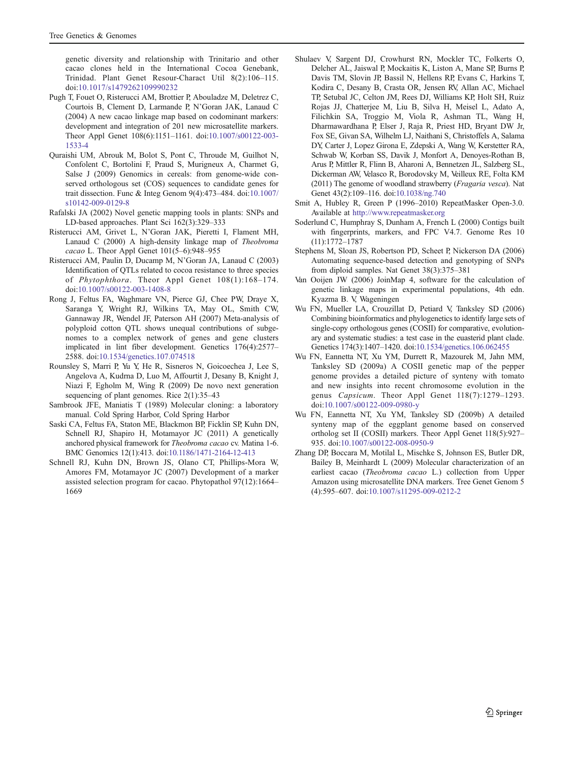genetic diversity and relationship with Trinitario and other cacao clones held in the International Cocoa Genebank, Trinidad. Plant Genet Resour-Charact Util 8(2):106–115. doi:10.1017/s1479262109990232

Pugh T, Fouet O, Risterucci AM, Brottier P, Abouladze M, Deletrez C, Courtois B, Clement D, Larmande P, N'Goran JAK, Lanaud C (2004) A new cacao linkage map based on codominant markers: development and integration of 201 new microsatellite markers. Theor Appl Genet 108(6):1151–1161. doi:10.1007/s00122-003-1533-4

Quraishi UM, Abrouk M, Bolot S, Pont C, Throude M, Guilhot N, Confolent C, Bortolini F, Praud S, Murigneux A, Charmet G, Salse J (2009) Genomics in cereals: from genome-wide conserved orthologous set (COS) sequences to candidate genes for trait dissection. Func & Integ Genom 9(4):473–484. doi:10.1007/s10142-009-0129-8

Rafalski JA (2002) Novel genetic mapping tools in plants: SNPs and LD-based approaches. Plant Sci 162(3):329–333

Risterucci AM, Grivet L, N'Goran JAK, Pieretti I, Flament MH, Lanaud C (2000) A high-density linkage map of *Theobroma cacao* L. Theor Appl Genet 101(5–6):948–955

Risterucci AM, Paulin D, Ducamp M, N'Goran JA, Lanaud C (2003) Identification of QTLs related to cocoa resistance to three species of *Phytophthora*. Theor Appl Genet 108(1):168–174. doi:10.1007/s00122-003-1408-8

Rong J, Feltus FA, Waghmare VN, Pierce GJ, Chee PW, Draye X, Saranga Y, Wright RJ, Wilkins TA, May OL, Smith CW, Gannaway JR, Wendel JF, Paterson AH (2007) Meta-analysis of polyploid cotton QTL shows unequal contributions of subgenomes to a complex network of genes and gene clusters implicated in lint fiber development. Genetics 176(4):2577–2588. doi:10.1534/genetics.107.074518

Rounsley S, Marri P, Yu Y, He R, Sisneros N, Goicoechea J, Lee S, Angelova A, Kudrna D, Luo M, Affourtit J, Desany B, Knight J, Niazi F, Egholm M, Wing R (2009) De novo next generation sequencing of plant genomes. Rice 2(1):35–43

Sambrook JFE, Maniatis T (1989) Molecular cloning: a laboratory manual. Cold Spring Harbor, Cold Spring Harbor

Saski CA, Feltus FA, Staton ME, Blackmon BP, Ficklin SP, Kuhn DN, Schnell RJ, Shapiro H, Motamayor JC (2011) A genetically anchored physical framework for *Theobroma cacao* cv. Matina 1-6. BMC Genomics 12(1):413. doi:10.1186/1471-2164-12-413

Schnell RJ, Kuhn DN, Brown JS, Olano CT, Phillips-Mora W, Amores FM, Motamayor JC (2007) Development of a marker assisted selection program for cacao. Phytopathol 97(12):1664–1669

Shulaev V, Sargent DJ, Crowhurst RN, Mockler TC, Folkerts O, Delcher AL, Jaiswal P, Mockaitis K, Liston A, Mane SP, Burns P, Davis TM, Slovin JP, Bassil N, Hellens RP, Evans C, Harkins T, Kodira C, Desany B, Crasta OR, Jensen RV, Allan AC, Michael TP, Setubal JC, Celton JM, Rees DJ, Williams KP, Holt SH, Ruiz Rojas JJ, Chatterjee M, Liu B, Silva H, Meisel L, Adato A, Filichkin SA, Troggio M, Viola R, Ashman TL, Wang H, Dharmawardhana P, Elser J, Raja R, Priest HD, Bryant DW Jr, Fox SE, Givan SA, Wilhelm LJ, Naithani S, Christoffels A, Salama DY, Carter J, Lopez Girona E, Zdepski A, Wang W, Kerstetter RA, Schwab W, Korban SS, Davik J, Monfort A, Denoyes-Rothan B, Arus P, Mittler R, Flinn B, Aharoni A, Bennetzen JL, Salzberg SL, Dickerman AW, Velasco R, Borodovsky M, Veilleux RE, Folta KM (2011) The genome of woodland strawberry (*Fragaria vesca*). Nat Genet 43(2):109–116. doi:10.1038/ng.740

Smit A, Hubley R, Green P (1996–2010) RepeatMasker Open-3.0. Available at http://www.repeatmasker.org

Soderlund C, Humphray S, Dunham A, French L (2000) Contigs built with fingerprints, markers, and FPC V4.7. Genome Res 10 (11):1772–1787

Stephens M, Sloan JS, Robertson PD, Scheet P, Nickerson DA (2006) Automating sequence-based detection and genotyping of SNPs from diploid samples. Nat Genet 38(3):375–381

Van Ooijen JW (2006) JoinMap 4, software for the calculation of genetic linkage maps in experimental populations, 4th edn. Kyazma B. V, Wageningen

Wu FN, Mueller LA, Crouzillat D, Petiard V, Tanksley SD (2006) Combining bioinformatics and phylogenetics to identify large sets of single-copy orthologous genes (COSII) for comparative, evolutionary and systematic studies: a test case in the euasterid plant clade. Genetics 174(3):1407–1420. doi:10.1534/genetics.106.062455

Wu FN, Eannetta NT, Xu YM, Durrett R, Mazourek M, Jahn MM, Tanksley SD (2009a) A COSII genetic map of the pepper genome provides a detailed picture of synteny with tomato and new insights into recent chromosome evolution in the genus *Capsicum*. Theor Appl Genet 118(7):1279–1293. doi:10.1007/s00122-009-0980-y

Wu FN, Eannetta NT, Xu YM, Tanksley SD (2009b) A detailed synteny map of the eggplant genome based on conserved ortholog set II (COSII) markers. Theor Appl Genet 118(5):927–935. doi:10.1007/s00122-008-0950-9

Zhang DP, Boccara M, Motilal L, Mischke S, Johnson ES, Butler DR, Bailey B, Meinhardt L (2009) Molecular characterization of an earliest cacao (*Theobroma cacao* L.) collection from Upper Amazon using microsatellite DNA markers. Tree Genet Genom 5 (4):595–607. doi:10.1007/s11295-009-0212-2